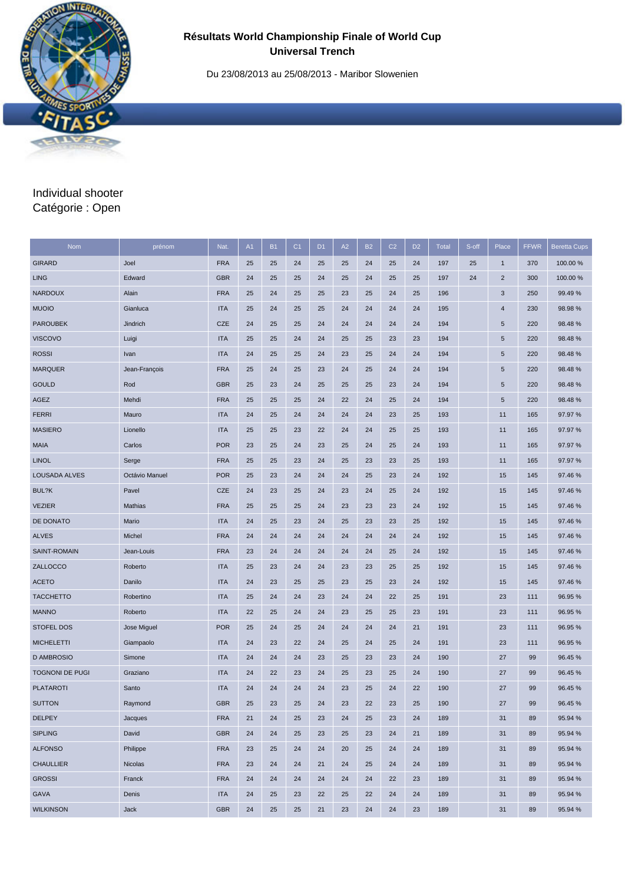# Résultats World Championship Finale of World Cup
## Universal Trench

Du 23/08/2013 au 25/08/2013 - Maribor Slowenien

Individual shooter
Catégorie : Open

| Nom | prénom | Nat. | A1 | B1 | C1 | D1 | A2 | B2 | C2 | D2 | Total | S-off | Place | FFWR | Beretta Cups |
|---|---|---|---|---|---|---|---|---|---|---|---|---|---|---|---|
| GIRARD | Joel | FRA | 25 | 25 | 24 | 25 | 25 | 24 | 25 | 24 | 197 | 25 | 1 | 370 | 100.00 % |
| LING | Edward | GBR | 24 | 25 | 25 | 24 | 25 | 24 | 25 | 25 | 197 | 24 | 2 | 300 | 100.00 % |
| NARDOUX | Alain | FRA | 25 | 24 | 25 | 25 | 23 | 25 | 24 | 25 | 196 | | 3 | 250 | 99.49 % |
| MUOIO | Gianluca | ITA | 25 | 24 | 25 | 25 | 24 | 24 | 24 | 24 | 195 | | 4 | 230 | 98.98 % |
| PAROUBEK | Jindrich | CZE | 24 | 25 | 25 | 24 | 24 | 24 | 24 | 24 | 194 | | 5 | 220 | 98.48 % |
| VISCOVO | Luigi | ITA | 25 | 25 | 24 | 24 | 25 | 25 | 23 | 23 | 194 | | 5 | 220 | 98.48 % |
| ROSSI | Ivan | ITA | 24 | 25 | 25 | 24 | 23 | 25 | 24 | 24 | 194 | | 5 | 220 | 98.48 % |
| MARQUER | Jean-François | FRA | 25 | 24 | 25 | 23 | 24 | 25 | 24 | 24 | 194 | | 5 | 220 | 98.48 % |
| GOULD | Rod | GBR | 25 | 23 | 24 | 25 | 25 | 25 | 23 | 24 | 194 | | 5 | 220 | 98.48 % |
| AGEZ | Mehdi | FRA | 25 | 25 | 25 | 24 | 22 | 24 | 25 | 24 | 194 | | 5 | 220 | 98.48 % |
| FERRI | Mauro | ITA | 24 | 25 | 24 | 24 | 24 | 24 | 23 | 25 | 193 | | 11 | 165 | 97.97 % |
| MASIERO | Lionello | ITA | 25 | 25 | 23 | 22 | 24 | 24 | 25 | 25 | 193 | | 11 | 165 | 97.97 % |
| MAIA | Carlos | POR | 23 | 25 | 24 | 23 | 25 | 24 | 25 | 24 | 193 | | 11 | 165 | 97.97 % |
| LINOL | Serge | FRA | 25 | 25 | 23 | 24 | 25 | 23 | 23 | 25 | 193 | | 11 | 165 | 97.97 % |
| LOUSADA ALVES | Octávio Manuel | POR | 25 | 23 | 24 | 24 | 24 | 25 | 23 | 24 | 192 | | 15 | 145 | 97.46 % |
| BUL?K | Pavel | CZE | 24 | 23 | 25 | 24 | 23 | 24 | 25 | 24 | 192 | | 15 | 145 | 97.46 % |
| VEZIER | Mathias | FRA | 25 | 25 | 25 | 24 | 23 | 23 | 23 | 24 | 192 | | 15 | 145 | 97.46 % |
| DE DONATO | Mario | ITA | 24 | 25 | 23 | 24 | 25 | 23 | 23 | 25 | 192 | | 15 | 145 | 97.46 % |
| ALVES | Michel | FRA | 24 | 24 | 24 | 24 | 24 | 24 | 24 | 24 | 192 | | 15 | 145 | 97.46 % |
| SAINT-ROMAIN | Jean-Louis | FRA | 23 | 24 | 24 | 24 | 24 | 24 | 25 | 24 | 192 | | 15 | 145 | 97.46 % |
| ZALLOCCO | Roberto | ITA | 25 | 23 | 24 | 24 | 23 | 23 | 25 | 25 | 192 | | 15 | 145 | 97.46 % |
| ACETO | Danilo | ITA | 24 | 23 | 25 | 25 | 23 | 25 | 23 | 24 | 192 | | 15 | 145 | 97.46 % |
| TACCHETTO | Robertino | ITA | 25 | 24 | 24 | 23 | 24 | 24 | 22 | 25 | 191 | | 23 | 111 | 96.95 % |
| MANNO | Roberto | ITA | 22 | 25 | 24 | 24 | 23 | 25 | 25 | 23 | 191 | | 23 | 111 | 96.95 % |
| STOFEL DOS | Jose Miguel | POR | 25 | 24 | 25 | 24 | 24 | 24 | 24 | 21 | 191 | | 23 | 111 | 96.95 % |
| MICHELETTI | Giampaolo | ITA | 24 | 23 | 22 | 24 | 25 | 24 | 25 | 24 | 191 | | 23 | 111 | 96.95 % |
| D AMBROSIO | Simone | ITA | 24 | 24 | 24 | 23 | 25 | 23 | 23 | 24 | 190 | | 27 | 99 | 96.45 % |
| TOGNONI DE PUGI | Graziano | ITA | 24 | 22 | 23 | 24 | 25 | 23 | 25 | 24 | 190 | | 27 | 99 | 96.45 % |
| PLATAROTI | Santo | ITA | 24 | 24 | 24 | 24 | 23 | 25 | 24 | 22 | 190 | | 27 | 99 | 96.45 % |
| SUTTON | Raymond | GBR | 25 | 23 | 25 | 24 | 23 | 22 | 23 | 25 | 190 | | 27 | 99 | 96.45 % |
| DELPEY | Jacques | FRA | 21 | 24 | 25 | 23 | 24 | 25 | 23 | 24 | 189 | | 31 | 89 | 95.94 % |
| SIPLING | David | GBR | 24 | 24 | 25 | 23 | 25 | 23 | 24 | 21 | 189 | | 31 | 89 | 95.94 % |
| ALFONSO | Philippe | FRA | 23 | 25 | 24 | 24 | 20 | 25 | 24 | 24 | 189 | | 31 | 89 | 95.94 % |
| CHAULLIER | Nicolas | FRA | 23 | 24 | 24 | 21 | 24 | 25 | 24 | 24 | 189 | | 31 | 89 | 95.94 % |
| GROSSI | Franck | FRA | 24 | 24 | 24 | 24 | 24 | 24 | 22 | 23 | 189 | | 31 | 89 | 95.94 % |
| GAVA | Denis | ITA | 24 | 25 | 23 | 22 | 25 | 22 | 24 | 24 | 189 | | 31 | 89 | 95.94 % |
| WILKINSON | Jack | GBR | 24 | 25 | 25 | 21 | 23 | 24 | 24 | 23 | 189 | | 31 | 89 | 95.94 % |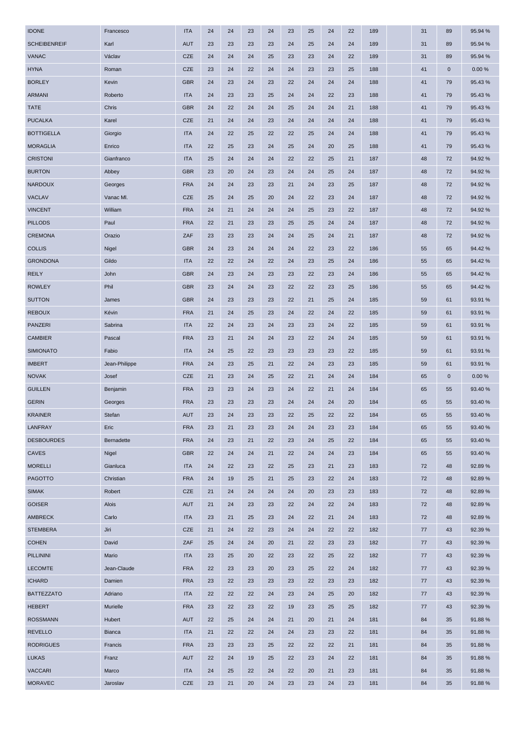| | | | | | | | | | | | | | | | |
|---|---|---|---|---|---|---|---|---|---|---|---|---|---|---|---|
| IDONE | Francesco | ITA | 24 | 24 | 23 | 24 | 23 | 25 | 24 | 22 | 189 | | 31 | 89 | 95.94 % |
| SCHEIBENREIF | Karl | AUT | 23 | 23 | 23 | 23 | 24 | 25 | 24 | 24 | 189 | | 31 | 89 | 95.94 % |
| VANAC | Václav | CZE | 24 | 24 | 24 | 25 | 23 | 23 | 24 | 22 | 189 | | 31 | 89 | 95.94 % |
| HYNA | Roman | CZE | 23 | 24 | 22 | 24 | 24 | 23 | 23 | 25 | 188 | | 41 | 0 | 0.00 % |
| BORLEY | Kevin | GBR | 24 | 23 | 24 | 23 | 22 | 24 | 24 | 24 | 188 | | 41 | 79 | 95.43 % |
| ARMANI | Roberto | ITA | 24 | 23 | 23 | 25 | 24 | 24 | 22 | 23 | 188 | | 41 | 79 | 95.43 % |
| TATE | Chris | GBR | 24 | 22 | 24 | 24 | 25 | 24 | 24 | 21 | 188 | | 41 | 79 | 95.43 % |
| PUCALKA | Karel | CZE | 21 | 24 | 24 | 23 | 24 | 24 | 24 | 24 | 188 | | 41 | 79 | 95.43 % |
| BOTTIGELLA | Giorgio | ITA | 24 | 22 | 25 | 22 | 22 | 25 | 24 | 24 | 188 | | 41 | 79 | 95.43 % |
| MORAGLIA | Enrico | ITA | 22 | 25 | 23 | 24 | 25 | 24 | 20 | 25 | 188 | | 41 | 79 | 95.43 % |
| CRISTONI | Gianfranco | ITA | 25 | 24 | 24 | 24 | 22 | 22 | 25 | 21 | 187 | | 48 | 72 | 94.92 % |
| BURTON | Abbey | GBR | 23 | 20 | 24 | 23 | 24 | 24 | 25 | 24 | 187 | | 48 | 72 | 94.92 % |
| NARDOUX | Georges | FRA | 24 | 24 | 23 | 23 | 21 | 24 | 23 | 25 | 187 | | 48 | 72 | 94.92 % |
| VACLAV | Vanac Ml. | CZE | 25 | 24 | 25 | 20 | 24 | 22 | 23 | 24 | 187 | | 48 | 72 | 94.92 % |
| VINCENT | William | FRA | 24 | 21 | 24 | 24 | 24 | 25 | 23 | 22 | 187 | | 48 | 72 | 94.92 % |
| PILLODS | Paul | FRA | 22 | 21 | 23 | 23 | 25 | 25 | 24 | 24 | 187 | | 48 | 72 | 94.92 % |
| CREMONA | Orazio | ZAF | 23 | 23 | 23 | 24 | 24 | 25 | 24 | 21 | 187 | | 48 | 72 | 94.92 % |
| COLLIS | Nigel | GBR | 24 | 23 | 24 | 24 | 24 | 22 | 23 | 22 | 186 | | 55 | 65 | 94.42 % |
| GRONDONA | Gildo | ITA | 22 | 22 | 24 | 22 | 24 | 23 | 25 | 24 | 186 | | 55 | 65 | 94.42 % |
| REILY | John | GBR | 24 | 23 | 24 | 23 | 23 | 22 | 23 | 24 | 186 | | 55 | 65 | 94.42 % |
| ROWLEY | Phil | GBR | 23 | 24 | 24 | 23 | 22 | 22 | 23 | 25 | 186 | | 55 | 65 | 94.42 % |
| SUTTON | James | GBR | 24 | 23 | 23 | 23 | 22 | 21 | 25 | 24 | 185 | | 59 | 61 | 93.91 % |
| REBOUX | Kévin | FRA | 21 | 24 | 25 | 23 | 24 | 22 | 24 | 22 | 185 | | 59 | 61 | 93.91 % |
| PANZERI | Sabrina | ITA | 22 | 24 | 23 | 24 | 23 | 23 | 24 | 22 | 185 | | 59 | 61 | 93.91 % |
| CAMBIER | Pascal | FRA | 23 | 21 | 24 | 24 | 23 | 22 | 24 | 24 | 185 | | 59 | 61 | 93.91 % |
| SIMIONATO | Fabio | ITA | 24 | 25 | 22 | 23 | 23 | 23 | 23 | 22 | 185 | | 59 | 61 | 93.91 % |
| IMBERT | Jean-Philippe | FRA | 24 | 23 | 25 | 21 | 22 | 24 | 23 | 23 | 185 | | 59 | 61 | 93.91 % |
| NOVAK | Josef | CZE | 21 | 23 | 24 | 25 | 22 | 21 | 24 | 24 | 184 | | 65 | 0 | 0.00 % |
| GUILLEN | Benjamin | FRA | 23 | 23 | 24 | 23 | 24 | 22 | 21 | 24 | 184 | | 65 | 55 | 93.40 % |
| GERIN | Georges | FRA | 23 | 23 | 23 | 23 | 24 | 24 | 24 | 20 | 184 | | 65 | 55 | 93.40 % |
| KRAINER | Stefan | AUT | 23 | 24 | 23 | 23 | 22 | 25 | 22 | 22 | 184 | | 65 | 55 | 93.40 % |
| LANFRAY | Eric | FRA | 23 | 21 | 23 | 23 | 24 | 24 | 23 | 23 | 184 | | 65 | 55 | 93.40 % |
| DESBOURDES | Bernadette | FRA | 24 | 23 | 21 | 22 | 23 | 24 | 25 | 22 | 184 | | 65 | 55 | 93.40 % |
| CAVES | Nigel | GBR | 22 | 24 | 24 | 21 | 22 | 24 | 24 | 23 | 184 | | 65 | 55 | 93.40 % |
| MORELLI | Gianluca | ITA | 24 | 22 | 23 | 22 | 25 | 23 | 21 | 23 | 183 | | 72 | 48 | 92.89 % |
| PAGOTTO | Christian | FRA | 24 | 19 | 25 | 21 | 25 | 23 | 22 | 24 | 183 | | 72 | 48 | 92.89 % |
| SIMAK | Robert | CZE | 21 | 24 | 24 | 24 | 24 | 20 | 23 | 23 | 183 | | 72 | 48 | 92.89 % |
| GOISER | Alois | AUT | 21 | 24 | 23 | 23 | 22 | 24 | 22 | 24 | 183 | | 72 | 48 | 92.89 % |
| AMBRECK | Carlo | ITA | 23 | 21 | 25 | 23 | 24 | 22 | 21 | 24 | 183 | | 72 | 48 | 92.89 % |
| STEMBERA | Jiri | CZE | 21 | 24 | 22 | 23 | 24 | 24 | 22 | 22 | 182 | | 77 | 43 | 92.39 % |
| COHEN | David | ZAF | 25 | 24 | 24 | 20 | 21 | 22 | 23 | 23 | 182 | | 77 | 43 | 92.39 % |
| PILLININI | Mario | ITA | 23 | 25 | 20 | 22 | 23 | 22 | 25 | 22 | 182 | | 77 | 43 | 92.39 % |
| LECOMTE | Jean-Claude | FRA | 22 | 23 | 23 | 20 | 23 | 25 | 22 | 24 | 182 | | 77 | 43 | 92.39 % |
| ICHARD | Damien | FRA | 23 | 22 | 23 | 23 | 23 | 22 | 23 | 23 | 182 | | 77 | 43 | 92.39 % |
| BATTEZZATO | Adriano | ITA | 22 | 22 | 22 | 24 | 23 | 24 | 25 | 20 | 182 | | 77 | 43 | 92.39 % |
| HEBERT | Murielle | FRA | 23 | 22 | 23 | 22 | 19 | 23 | 25 | 25 | 182 | | 77 | 43 | 92.39 % |
| ROSSMANN | Hubert | AUT | 22 | 25 | 24 | 24 | 21 | 20 | 21 | 24 | 181 | | 84 | 35 | 91.88 % |
| REVELLO | Bianca | ITA | 21 | 22 | 22 | 24 | 24 | 23 | 23 | 22 | 181 | | 84 | 35 | 91.88 % |
| RODRIGUES | Francis | FRA | 23 | 23 | 23 | 25 | 22 | 22 | 22 | 21 | 181 | | 84 | 35 | 91.88 % |
| LUKAS | Franz | AUT | 22 | 24 | 19 | 25 | 22 | 23 | 24 | 22 | 181 | | 84 | 35 | 91.88 % |
| VACCARI | Marco | ITA | 24 | 25 | 22 | 24 | 22 | 20 | 21 | 23 | 181 | | 84 | 35 | 91.88 % |
| MORAVEC | Jaroslav | CZE | 23 | 21 | 20 | 24 | 23 | 23 | 24 | 23 | 181 | | 84 | 35 | 91.88 % |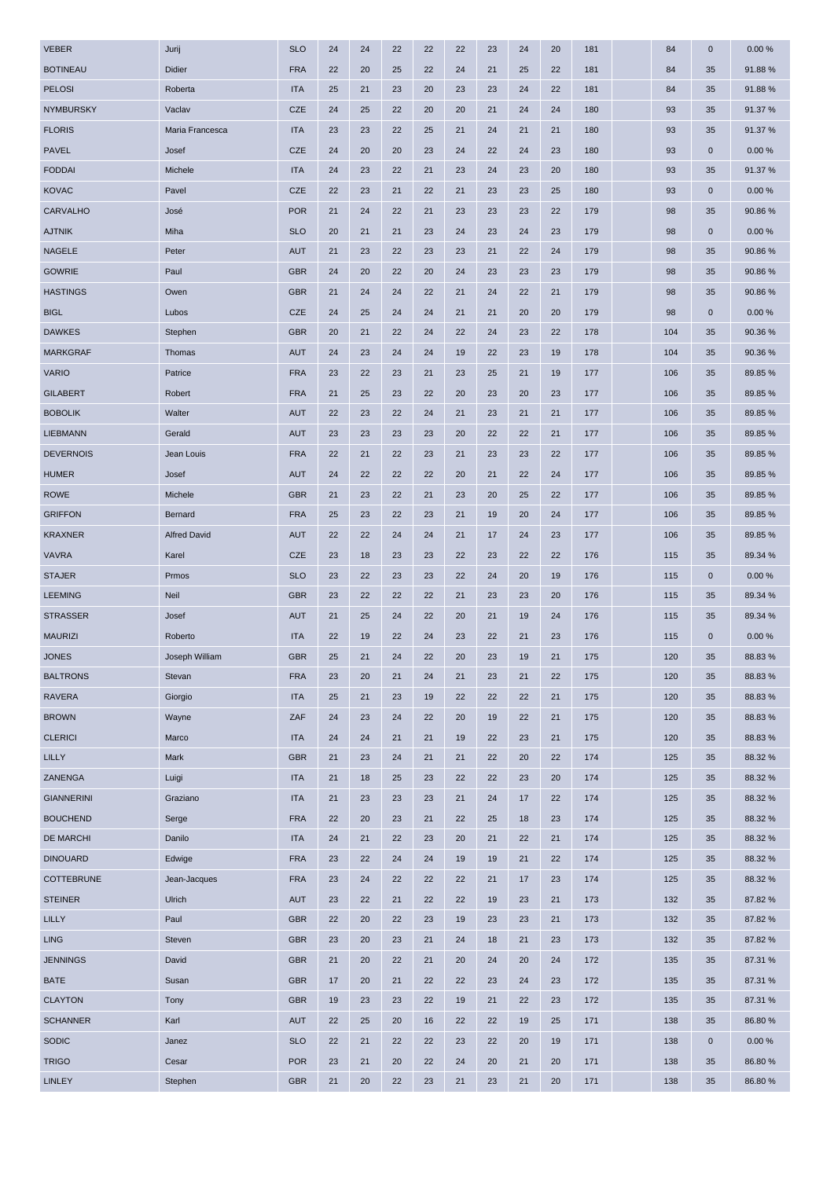| VEBER | Jurij | SLO | 24 | 24 | 22 | 22 | 22 | 23 | 24 | 20 | 181 | | 84 | 0 | 0.00 % |
|---|---|---|---|---|---|---|---|---|---|---|---|---|---|---|---|
| BOTINEAU | Didier | FRA | 22 | 20 | 25 | 22 | 24 | 21 | 25 | 22 | 181 | | 84 | 35 | 91.88 % |
| PELOSI | Roberta | ITA | 25 | 21 | 23 | 20 | 23 | 23 | 24 | 22 | 181 | | 84 | 35 | 91.88 % |
| NYMBURSKY | Vaclav | CZE | 24 | 25 | 22 | 20 | 20 | 21 | 24 | 24 | 180 | | 93 | 35 | 91.37 % |
| FLORIS | Maria Francesca | ITA | 23 | 23 | 22 | 25 | 21 | 24 | 21 | 21 | 180 | | 93 | 35 | 91.37 % |
| PAVEL | Josef | CZE | 24 | 20 | 20 | 23 | 24 | 22 | 24 | 23 | 180 | | 93 | 0 | 0.00 % |
| FODDAI | Michele | ITA | 24 | 23 | 22 | 21 | 23 | 24 | 23 | 20 | 180 | | 93 | 35 | 91.37 % |
| KOVAC | Pavel | CZE | 22 | 23 | 21 | 22 | 21 | 23 | 23 | 25 | 180 | | 93 | 0 | 0.00 % |
| CARVALHO | José | POR | 21 | 24 | 22 | 21 | 23 | 23 | 23 | 22 | 179 | | 98 | 35 | 90.86 % |
| AJTNIK | Miha | SLO | 20 | 21 | 21 | 23 | 24 | 23 | 24 | 23 | 179 | | 98 | 0 | 0.00 % |
| NAGELE | Peter | AUT | 21 | 23 | 22 | 23 | 23 | 21 | 22 | 24 | 179 | | 98 | 35 | 90.86 % |
| GOWRIE | Paul | GBR | 24 | 20 | 22 | 20 | 24 | 23 | 23 | 23 | 179 | | 98 | 35 | 90.86 % |
| HASTINGS | Owen | GBR | 21 | 24 | 24 | 22 | 21 | 24 | 22 | 21 | 179 | | 98 | 35 | 90.86 % |
| BIGL | Lubos | CZE | 24 | 25 | 24 | 24 | 21 | 21 | 20 | 20 | 179 | | 98 | 0 | 0.00 % |
| DAWKES | Stephen | GBR | 20 | 21 | 22 | 24 | 22 | 24 | 23 | 22 | 178 | | 104 | 35 | 90.36 % |
| MARKGRAF | Thomas | AUT | 24 | 23 | 24 | 24 | 19 | 22 | 23 | 19 | 178 | | 104 | 35 | 90.36 % |
| VARIO | Patrice | FRA | 23 | 22 | 23 | 21 | 23 | 25 | 21 | 19 | 177 | | 106 | 35 | 89.85 % |
| GILABERT | Robert | FRA | 21 | 25 | 23 | 22 | 20 | 23 | 20 | 23 | 177 | | 106 | 35 | 89.85 % |
| BOBOLIK | Walter | AUT | 22 | 23 | 22 | 24 | 21 | 23 | 21 | 21 | 177 | | 106 | 35 | 89.85 % |
| LIEBMANN | Gerald | AUT | 23 | 23 | 23 | 23 | 20 | 22 | 22 | 21 | 177 | | 106 | 35 | 89.85 % |
| DEVERNOIS | Jean Louis | FRA | 22 | 21 | 22 | 23 | 21 | 23 | 23 | 22 | 177 | | 106 | 35 | 89.85 % |
| HUMER | Josef | AUT | 24 | 22 | 22 | 22 | 20 | 21 | 22 | 24 | 177 | | 106 | 35 | 89.85 % |
| ROWE | Michele | GBR | 21 | 23 | 22 | 21 | 23 | 20 | 25 | 22 | 177 | | 106 | 35 | 89.85 % |
| GRIFFON | Bernard | FRA | 25 | 23 | 22 | 23 | 21 | 19 | 20 | 24 | 177 | | 106 | 35 | 89.85 % |
| KRAXNER | Alfred David | AUT | 22 | 22 | 24 | 24 | 21 | 17 | 24 | 23 | 177 | | 106 | 35 | 89.85 % |
| VAVRA | Karel | CZE | 23 | 18 | 23 | 23 | 22 | 23 | 22 | 22 | 176 | | 115 | 35 | 89.34 % |
| STAJER | Prmos | SLO | 23 | 22 | 23 | 23 | 22 | 24 | 20 | 19 | 176 | | 115 | 0 | 0.00 % |
| LEEMING | Neil | GBR | 23 | 22 | 22 | 22 | 21 | 23 | 23 | 20 | 176 | | 115 | 35 | 89.34 % |
| STRASSER | Josef | AUT | 21 | 25 | 24 | 22 | 20 | 21 | 19 | 24 | 176 | | 115 | 35 | 89.34 % |
| MAURIZI | Roberto | ITA | 22 | 19 | 22 | 24 | 23 | 22 | 21 | 23 | 176 | | 115 | 0 | 0.00 % |
| JONES | Joseph William | GBR | 25 | 21 | 24 | 22 | 20 | 23 | 19 | 21 | 175 | | 120 | 35 | 88.83 % |
| BALTRONS | Stevan | FRA | 23 | 20 | 21 | 24 | 21 | 23 | 21 | 22 | 175 | | 120 | 35 | 88.83 % |
| RAVERA | Giorgio | ITA | 25 | 21 | 23 | 19 | 22 | 22 | 22 | 21 | 175 | | 120 | 35 | 88.83 % |
| BROWN | Wayne | ZAF | 24 | 23 | 24 | 22 | 20 | 19 | 22 | 21 | 175 | | 120 | 35 | 88.83 % |
| CLERICI | Marco | ITA | 24 | 24 | 21 | 21 | 19 | 22 | 23 | 21 | 175 | | 120 | 35 | 88.83 % |
| LILLY | Mark | GBR | 21 | 23 | 24 | 21 | 21 | 22 | 20 | 22 | 174 | | 125 | 35 | 88.32 % |
| ZANENGA | Luigi | ITA | 21 | 18 | 25 | 23 | 22 | 22 | 23 | 20 | 174 | | 125 | 35 | 88.32 % |
| GIANNERINI | Graziano | ITA | 21 | 23 | 23 | 23 | 21 | 24 | 17 | 22 | 174 | | 125 | 35 | 88.32 % |
| BOUCHEND | Serge | FRA | 22 | 20 | 23 | 21 | 22 | 25 | 18 | 23 | 174 | | 125 | 35 | 88.32 % |
| DE MARCHI | Danilo | ITA | 24 | 21 | 22 | 23 | 20 | 21 | 22 | 21 | 174 | | 125 | 35 | 88.32 % |
| DINOUARD | Edwige | FRA | 23 | 22 | 24 | 24 | 19 | 19 | 21 | 22 | 174 | | 125 | 35 | 88.32 % |
| COTTEBRUNE | Jean-Jacques | FRA | 23 | 24 | 22 | 22 | 22 | 21 | 17 | 23 | 174 | | 125 | 35 | 88.32 % |
| STEINER | Ulrich | AUT | 23 | 22 | 21 | 22 | 22 | 19 | 23 | 21 | 173 | | 132 | 35 | 87.82 % |
| LILLY | Paul | GBR | 22 | 20 | 22 | 23 | 19 | 23 | 23 | 21 | 173 | | 132 | 35 | 87.82 % |
| LING | Steven | GBR | 23 | 20 | 23 | 21 | 24 | 18 | 21 | 23 | 173 | | 132 | 35 | 87.82 % |
| JENNINGS | David | GBR | 21 | 20 | 22 | 21 | 20 | 24 | 20 | 24 | 172 | | 135 | 35 | 87.31 % |
| BATE | Susan | GBR | 17 | 20 | 21 | 22 | 22 | 23 | 24 | 23 | 172 | | 135 | 35 | 87.31 % |
| CLAYTON | Tony | GBR | 19 | 23 | 23 | 22 | 19 | 21 | 22 | 23 | 172 | | 135 | 35 | 87.31 % |
| SCHANNER | Karl | AUT | 22 | 25 | 20 | 16 | 22 | 22 | 19 | 25 | 171 | | 138 | 35 | 86.80 % |
| SODIC | Janez | SLO | 22 | 21 | 22 | 22 | 23 | 22 | 20 | 19 | 171 | | 138 | 0 | 0.00 % |
| TRIGO | Cesar | POR | 23 | 21 | 20 | 22 | 24 | 20 | 21 | 20 | 171 | | 138 | 35 | 86.80 % |
| LINLEY | Stephen | GBR | 21 | 20 | 22 | 23 | 21 | 23 | 21 | 20 | 171 | | 138 | 35 | 86.80 % |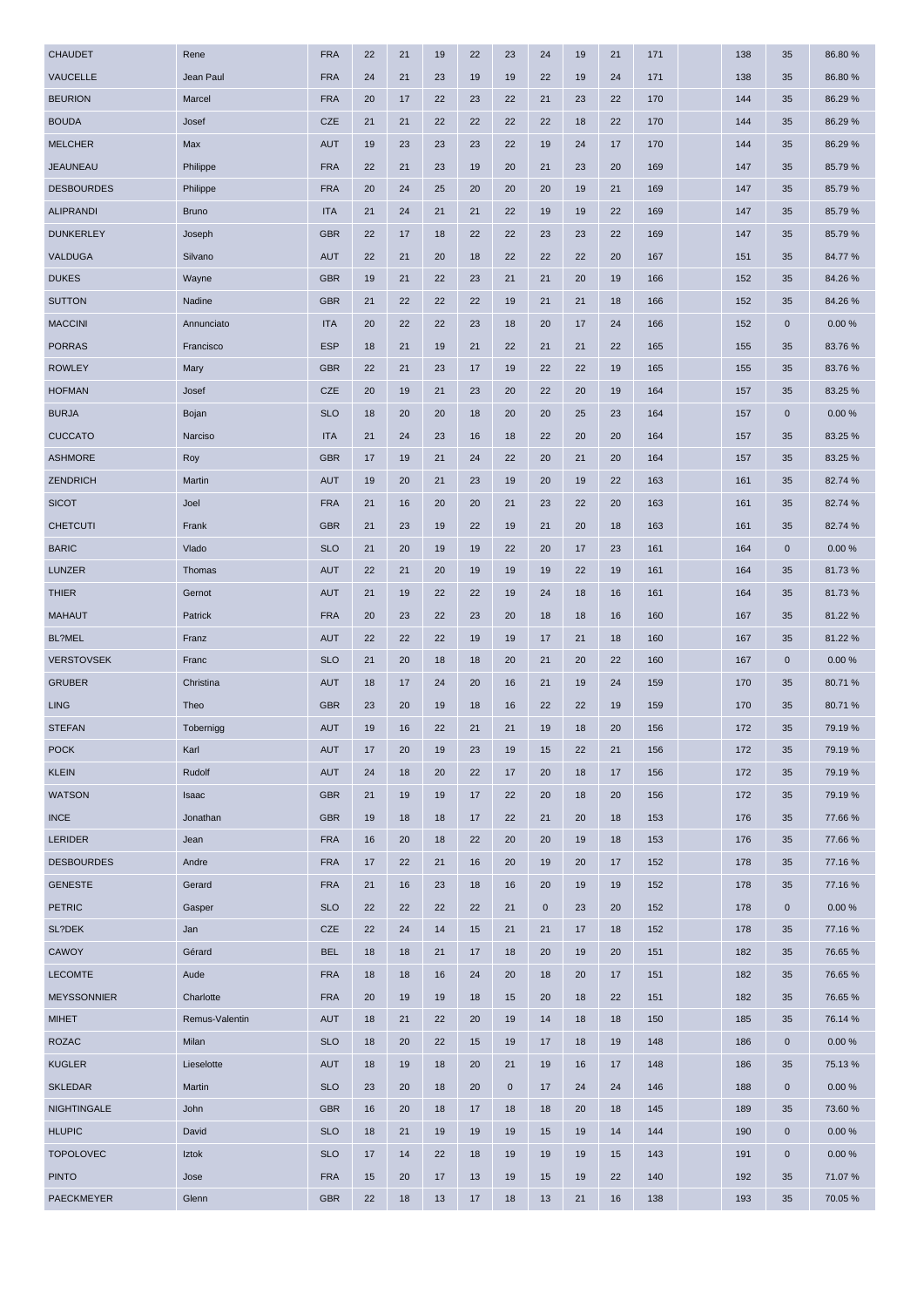| | | | | | | | | | | | | | | | | |
|---|---|---|---|---|---|---|---|---|---|---|---|---|---|---|---|---|
| CHAUDET | Rene | FRA | 22 | 21 | 19 | 22 | 23 | 24 | 19 | 21 | 171 | | 138 | 35 | 86.80 % |
| VAUCELLE | Jean Paul | FRA | 24 | 21 | 23 | 19 | 19 | 22 | 19 | 24 | 171 | | 138 | 35 | 86.80 % |
| BEURION | Marcel | FRA | 20 | 17 | 22 | 23 | 22 | 21 | 23 | 22 | 170 | | 144 | 35 | 86.29 % |
| BOUDA | Josef | CZE | 21 | 21 | 22 | 22 | 22 | 22 | 18 | 22 | 170 | | 144 | 35 | 86.29 % |
| MELCHER | Max | AUT | 19 | 23 | 23 | 23 | 22 | 19 | 24 | 17 | 170 | | 144 | 35 | 86.29 % |
| JEAUNEAU | Philippe | FRA | 22 | 21 | 23 | 19 | 20 | 21 | 23 | 20 | 169 | | 147 | 35 | 85.79 % |
| DESBOURDES | Philippe | FRA | 20 | 24 | 25 | 20 | 20 | 20 | 19 | 21 | 169 | | 147 | 35 | 85.79 % |
| ALIPRANDI | Bruno | ITA | 21 | 24 | 21 | 21 | 22 | 19 | 19 | 22 | 169 | | 147 | 35 | 85.79 % |
| DUNKERLEY | Joseph | GBR | 22 | 17 | 18 | 22 | 22 | 23 | 23 | 22 | 169 | | 147 | 35 | 85.79 % |
| VALDUGA | Silvano | AUT | 22 | 21 | 20 | 18 | 22 | 22 | 22 | 20 | 167 | | 151 | 35 | 84.77 % |
| DUKES | Wayne | GBR | 19 | 21 | 22 | 23 | 21 | 21 | 20 | 19 | 166 | | 152 | 35 | 84.26 % |
| SUTTON | Nadine | GBR | 21 | 22 | 22 | 22 | 19 | 21 | 21 | 18 | 166 | | 152 | 35 | 84.26 % |
| MACCINI | Annunciato | ITA | 20 | 22 | 22 | 23 | 18 | 20 | 17 | 24 | 166 | | 152 | 0 | 0.00 % |
| PORRAS | Francisco | ESP | 18 | 21 | 19 | 21 | 22 | 21 | 21 | 22 | 165 | | 155 | 35 | 83.76 % |
| ROWLEY | Mary | GBR | 22 | 21 | 23 | 17 | 19 | 22 | 22 | 19 | 165 | | 155 | 35 | 83.76 % |
| HOFMAN | Josef | CZE | 20 | 19 | 21 | 23 | 20 | 22 | 20 | 19 | 164 | | 157 | 35 | 83.25 % |
| BURJA | Bojan | SLO | 18 | 20 | 20 | 18 | 20 | 20 | 25 | 23 | 164 | | 157 | 0 | 0.00 % |
| CUCCATO | Narciso | ITA | 21 | 24 | 23 | 16 | 18 | 22 | 20 | 20 | 164 | | 157 | 35 | 83.25 % |
| ASHMORE | Roy | GBR | 17 | 19 | 21 | 24 | 22 | 20 | 21 | 20 | 164 | | 157 | 35 | 83.25 % |
| ZENDRICH | Martin | AUT | 19 | 20 | 21 | 23 | 19 | 20 | 19 | 22 | 163 | | 161 | 35 | 82.74 % |
| SICOT | Joel | FRA | 21 | 16 | 20 | 20 | 21 | 23 | 22 | 20 | 163 | | 161 | 35 | 82.74 % |
| CHETCUTI | Frank | GBR | 21 | 23 | 19 | 22 | 19 | 21 | 20 | 18 | 163 | | 161 | 35 | 82.74 % |
| BARIC | Vlado | SLO | 21 | 20 | 19 | 19 | 22 | 20 | 17 | 23 | 161 | | 164 | 0 | 0.00 % |
| LUNZER | Thomas | AUT | 22 | 21 | 20 | 19 | 19 | 19 | 22 | 19 | 161 | | 164 | 35 | 81.73 % |
| THIER | Gernot | AUT | 21 | 19 | 22 | 22 | 19 | 24 | 18 | 16 | 161 | | 164 | 35 | 81.73 % |
| MAHAUT | Patrick | FRA | 20 | 23 | 22 | 23 | 20 | 18 | 18 | 16 | 160 | | 167 | 35 | 81.22 % |
| BL?MEL | Franz | AUT | 22 | 22 | 22 | 19 | 19 | 17 | 21 | 18 | 160 | | 167 | 35 | 81.22 % |
| VERSTOVSEK | Franc | SLO | 21 | 20 | 18 | 18 | 20 | 21 | 20 | 22 | 160 | | 167 | 0 | 0.00 % |
| GRUBER | Christina | AUT | 18 | 17 | 24 | 20 | 16 | 21 | 19 | 24 | 159 | | 170 | 35 | 80.71 % |
| LING | Theo | GBR | 23 | 20 | 19 | 18 | 16 | 22 | 22 | 19 | 159 | | 170 | 35 | 80.71 % |
| STEFAN | Tobernigg | AUT | 19 | 16 | 22 | 21 | 21 | 19 | 18 | 20 | 156 | | 172 | 35 | 79.19 % |
| POCK | Karl | AUT | 17 | 20 | 19 | 23 | 19 | 15 | 22 | 21 | 156 | | 172 | 35 | 79.19 % |
| KLEIN | Rudolf | AUT | 24 | 18 | 20 | 22 | 17 | 20 | 18 | 17 | 156 | | 172 | 35 | 79.19 % |
| WATSON | Isaac | GBR | 21 | 19 | 19 | 17 | 22 | 20 | 18 | 20 | 156 | | 172 | 35 | 79.19 % |
| INCE | Jonathan | GBR | 19 | 18 | 18 | 17 | 22 | 21 | 20 | 18 | 153 | | 176 | 35 | 77.66 % |
| LERIDER | Jean | FRA | 16 | 20 | 18 | 22 | 20 | 20 | 19 | 18 | 153 | | 176 | 35 | 77.66 % |
| DESBOURDES | Andre | FRA | 17 | 22 | 21 | 16 | 20 | 19 | 20 | 17 | 152 | | 178 | 35 | 77.16 % |
| GENESTE | Gerard | FRA | 21 | 16 | 23 | 18 | 16 | 20 | 19 | 19 | 152 | | 178 | 35 | 77.16 % |
| PETRIC | Gasper | SLO | 22 | 22 | 22 | 22 | 21 | 0 | 23 | 20 | 152 | | 178 | 0 | 0.00 % |
| SL?DEK | Jan | CZE | 22 | 24 | 14 | 15 | 21 | 21 | 17 | 18 | 152 | | 178 | 35 | 77.16 % |
| CAWOY | Gérard | BEL | 18 | 18 | 21 | 17 | 18 | 20 | 19 | 20 | 151 | | 182 | 35 | 76.65 % |
| LECOMTE | Aude | FRA | 18 | 18 | 16 | 24 | 20 | 18 | 20 | 17 | 151 | | 182 | 35 | 76.65 % |
| MEYSSONNIER | Charlotte | FRA | 20 | 19 | 19 | 18 | 15 | 20 | 18 | 22 | 151 | | 182 | 35 | 76.65 % |
| MIHET | Remus-Valentin | AUT | 18 | 21 | 22 | 20 | 19 | 14 | 18 | 18 | 150 | | 185 | 35 | 76.14 % |
| ROZAC | Milan | SLO | 18 | 20 | 22 | 15 | 19 | 17 | 18 | 19 | 148 | | 186 | 0 | 0.00 % |
| KUGLER | Lieselotte | AUT | 18 | 19 | 18 | 20 | 21 | 19 | 16 | 17 | 148 | | 186 | 35 | 75.13 % |
| SKLEDAR | Martin | SLO | 23 | 20 | 18 | 20 | 0 | 17 | 24 | 24 | 146 | | 188 | 0 | 0.00 % |
| NIGHTINGALE | John | GBR | 16 | 20 | 18 | 17 | 18 | 18 | 20 | 18 | 145 | | 189 | 35 | 73.60 % |
| HLUPIC | David | SLO | 18 | 21 | 19 | 19 | 19 | 15 | 19 | 14 | 144 | | 190 | 0 | 0.00 % |
| TOPOLOVEC | Iztok | SLO | 17 | 14 | 22 | 18 | 19 | 19 | 19 | 15 | 143 | | 191 | 0 | 0.00 % |
| PINTO | Jose | FRA | 15 | 20 | 17 | 13 | 19 | 15 | 19 | 22 | 140 | | 192 | 35 | 71.07 % |
| PAECKMEYER | Glenn | GBR | 22 | 18 | 13 | 17 | 18 | 13 | 21 | 16 | 138 | | 193 | 35 | 70.05 % |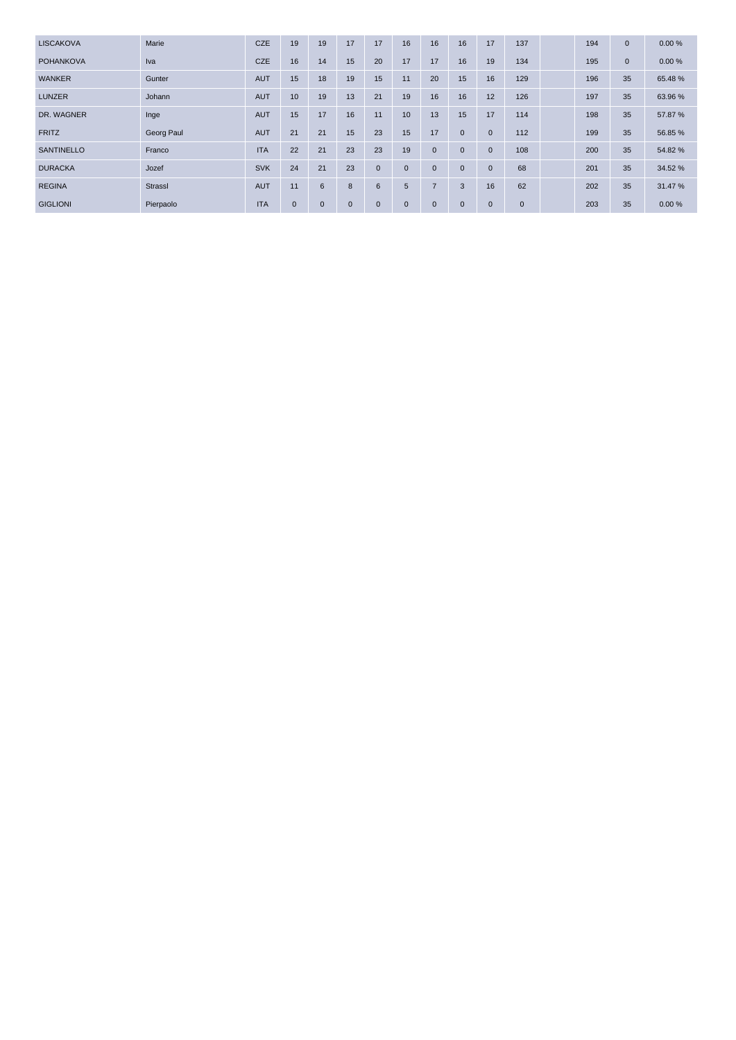| | | | | | | | | | | | | | | | | |
|---|---|---|---|---|---|---|---|---|---|---|---|---|---|---|---|---|
| LISCAKOVA | Marie | CZE | 19 | 19 | 17 | 17 | 16 | 16 | 16 | 17 | 137 | | 194 | 0 | 0.00 % |
| POHANKOVA | Iva | CZE | 16 | 14 | 15 | 20 | 17 | 17 | 16 | 19 | 134 | | 195 | 0 | 0.00 % |
| WANKER | Gunter | AUT | 15 | 18 | 19 | 15 | 11 | 20 | 15 | 16 | 129 | | 196 | 35 | 65.48 % |
| LUNZER | Johann | AUT | 10 | 19 | 13 | 21 | 19 | 16 | 16 | 12 | 126 | | 197 | 35 | 63.96 % |
| DR. WAGNER | Inge | AUT | 15 | 17 | 16 | 11 | 10 | 13 | 15 | 17 | 114 | | 198 | 35 | 57.87 % |
| FRITZ | Georg Paul | AUT | 21 | 21 | 15 | 23 | 15 | 17 | 0 | 0 | 112 | | 199 | 35 | 56.85 % |
| SANTINELLO | Franco | ITA | 22 | 21 | 23 | 23 | 19 | 0 | 0 | 0 | 108 | | 200 | 35 | 54.82 % |
| DURACKA | Jozef | SVK | 24 | 21 | 23 | 0 | 0 | 0 | 0 | 0 | 68 | | 201 | 35 | 34.52 % |
| REGINA | Strassl | AUT | 11 | 6 | 8 | 6 | 5 | 7 | 3 | 16 | 62 | | 202 | 35 | 31.47 % |
| GIGLIONI | Pierpaolo | ITA | 0 | 0 | 0 | 0 | 0 | 0 | 0 | 0 | 0 | | 203 | 35 | 0.00 % |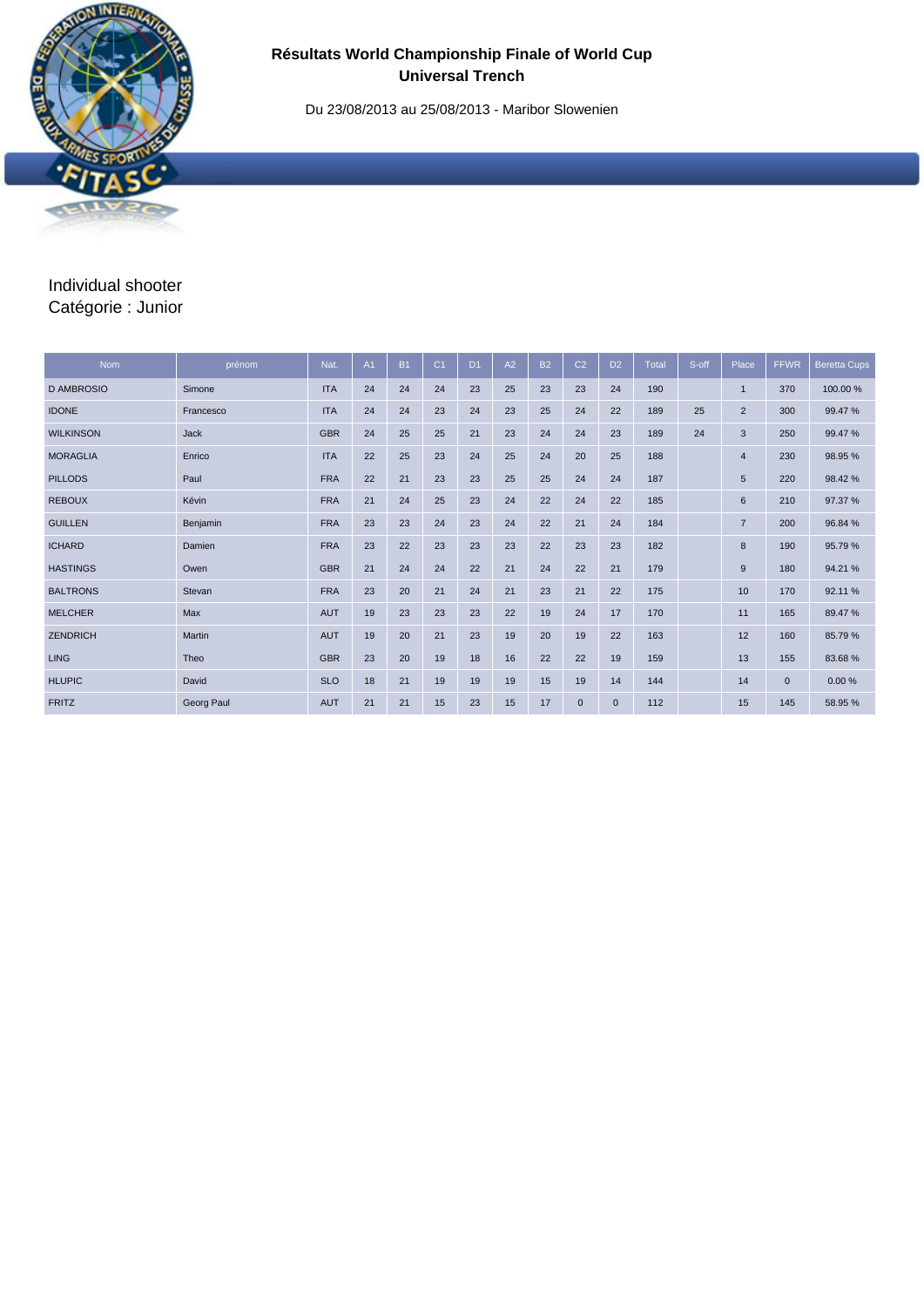# Résultats World Championship Finale of World Cup Universal Trench

Du 23/08/2013 au 25/08/2013 - Maribor Slowenien

Individual shooter
Catégorie : Junior

| Nom | prénom | Nat. | A1 | B1 | C1 | D1 | A2 | B2 | C2 | D2 | Total | S-off | Place | FFWR | Beretta Cups |
|---|---|---|---|---|---|---|---|---|---|---|---|---|---|---|---|
| D AMBROSIO | Simone | ITA | 24 | 24 | 24 | 23 | 25 | 23 | 23 | 24 | 190 | | 1 | 370 | 100.00 % |
| IDONE | Francesco | ITA | 24 | 24 | 23 | 24 | 23 | 25 | 24 | 22 | 189 | 25 | 2 | 300 | 99.47 % |
| WILKINSON | Jack | GBR | 24 | 25 | 25 | 21 | 23 | 24 | 24 | 23 | 189 | 24 | 3 | 250 | 99.47 % |
| MORAGLIA | Enrico | ITA | 22 | 25 | 23 | 24 | 25 | 24 | 20 | 25 | 188 | | 4 | 230 | 98.95 % |
| PILLODS | Paul | FRA | 22 | 21 | 23 | 23 | 25 | 25 | 24 | 24 | 187 | | 5 | 220 | 98.42 % |
| REBOUX | Kévin | FRA | 21 | 24 | 25 | 23 | 24 | 22 | 24 | 22 | 185 | | 6 | 210 | 97.37 % |
| GUILLEN | Benjamin | FRA | 23 | 23 | 24 | 23 | 24 | 22 | 21 | 24 | 184 | | 7 | 200 | 96.84 % |
| ICHARD | Damien | FRA | 23 | 22 | 23 | 23 | 23 | 22 | 23 | 23 | 182 | | 8 | 190 | 95.79 % |
| HASTINGS | Owen | GBR | 21 | 24 | 24 | 22 | 21 | 24 | 22 | 21 | 179 | | 9 | 180 | 94.21 % |
| BALTRONS | Stevan | FRA | 23 | 20 | 21 | 24 | 21 | 23 | 21 | 22 | 175 | | 10 | 170 | 92.11 % |
| MELCHER | Max | AUT | 19 | 23 | 23 | 23 | 22 | 19 | 24 | 17 | 170 | | 11 | 165 | 89.47 % |
| ZENDRICH | Martin | AUT | 19 | 20 | 21 | 23 | 19 | 20 | 19 | 22 | 163 | | 12 | 160 | 85.79 % |
| LING | Theo | GBR | 23 | 20 | 19 | 18 | 16 | 22 | 22 | 19 | 159 | | 13 | 155 | 83.68 % |
| HLUPIC | David | SLO | 18 | 21 | 19 | 19 | 19 | 15 | 19 | 14 | 144 | | 14 | 0 | 0.00 % |
| FRITZ | Georg Paul | AUT | 21 | 21 | 15 | 23 | 15 | 17 | 0 | 0 | 112 | | 15 | 145 | 58.95 % |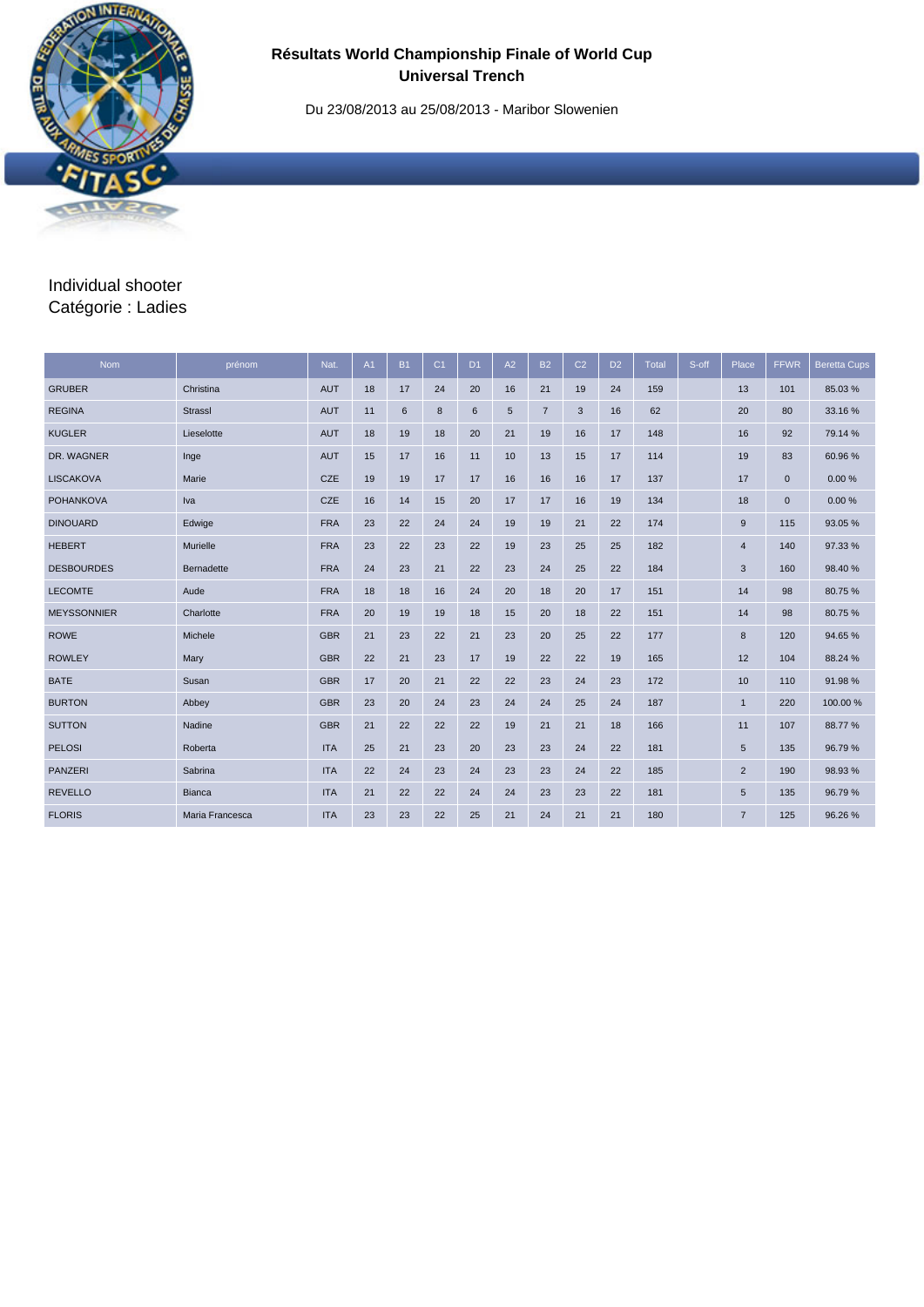# Résultats World Championship Finale of World Cup Universal Trench

Du 23/08/2013 au 25/08/2013 - Maribor Slowenien

## Individual shooter
## Catégorie : Ladies

| Nom | prénom | Nat. | A1 | B1 | C1 | D1 | A2 | B2 | C2 | D2 | Total | S-off | Place | FFWR | Beretta Cups |
|---|---|---|---|---|---|---|---|---|---|---|---|---|---|---|---|
| GRUBER | Christina | AUT | 18 | 17 | 24 | 20 | 16 | 21 | 19 | 24 | 159 | | 13 | 101 | 85.03 % |
| REGINA | Strassl | AUT | 11 | 6 | 8 | 6 | 5 | 7 | 3 | 16 | 62 | | 20 | 80 | 33.16 % |
| KUGLER | Lieselotte | AUT | 18 | 19 | 18 | 20 | 21 | 19 | 16 | 17 | 148 | | 16 | 92 | 79.14 % |
| DR. WAGNER | Inge | AUT | 15 | 17 | 16 | 11 | 10 | 13 | 15 | 17 | 114 | | 19 | 83 | 60.96 % |
| LISCAKOVA | Marie | CZE | 19 | 19 | 17 | 17 | 16 | 16 | 16 | 17 | 137 | | 17 | 0 | 0.00 % |
| POHANKOVA | Iva | CZE | 16 | 14 | 15 | 20 | 17 | 17 | 16 | 19 | 134 | | 18 | 0 | 0.00 % |
| DINOUARD | Edwige | FRA | 23 | 22 | 24 | 24 | 19 | 19 | 21 | 22 | 174 | | 9 | 115 | 93.05 % |
| HEBERT | Murielle | FRA | 23 | 22 | 23 | 22 | 19 | 23 | 25 | 25 | 182 | | 4 | 140 | 97.33 % |
| DESBOURDES | Bernadette | FRA | 24 | 23 | 21 | 22 | 23 | 24 | 25 | 22 | 184 | | 3 | 160 | 98.40 % |
| LECOMTE | Aude | FRA | 18 | 18 | 16 | 24 | 20 | 18 | 20 | 17 | 151 | | 14 | 98 | 80.75 % |
| MEYSSONNIER | Charlotte | FRA | 20 | 19 | 19 | 18 | 15 | 20 | 18 | 22 | 151 | | 14 | 98 | 80.75 % |
| ROWE | Michele | GBR | 21 | 23 | 22 | 21 | 23 | 20 | 25 | 22 | 177 | | 8 | 120 | 94.65 % |
| ROWLEY | Mary | GBR | 22 | 21 | 23 | 17 | 19 | 22 | 22 | 19 | 165 | | 12 | 104 | 88.24 % |
| BATE | Susan | GBR | 17 | 20 | 21 | 22 | 22 | 23 | 24 | 23 | 172 | | 10 | 110 | 91.98 % |
| BURTON | Abbey | GBR | 23 | 20 | 24 | 23 | 24 | 24 | 25 | 24 | 187 | | 1 | 220 | 100.00 % |
| SUTTON | Nadine | GBR | 21 | 22 | 22 | 22 | 19 | 21 | 21 | 18 | 166 | | 11 | 107 | 88.77 % |
| PELOSI | Roberta | ITA | 25 | 21 | 23 | 20 | 23 | 23 | 24 | 22 | 181 | | 5 | 135 | 96.79 % |
| PANZERI | Sabrina | ITA | 22 | 24 | 23 | 24 | 23 | 23 | 24 | 22 | 185 | | 2 | 190 | 98.93 % |
| REVELLO | Bianca | ITA | 21 | 22 | 22 | 24 | 24 | 23 | 23 | 22 | 181 | | 5 | 135 | 96.79 % |
| FLORIS | Maria Francesca | ITA | 23 | 23 | 22 | 25 | 21 | 24 | 21 | 21 | 180 | | 7 | 125 | 96.26 % |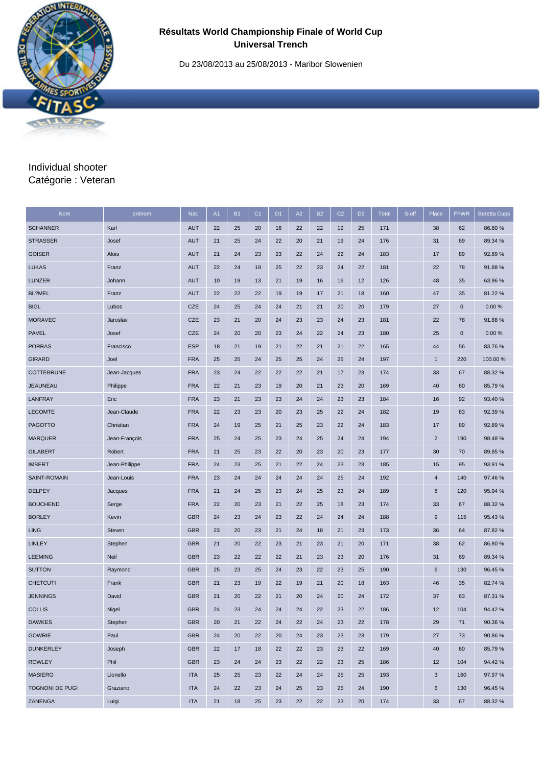# Résultats World Championship Finale of World Cup
## Universal Trench

Du 23/08/2013 au 25/08/2013 - Maribor Slowenien

Individual shooter
Catégorie : Veteran

| Nom | prénom | Nat. | A1 | B1 | C1 | D1 | A2 | B2 | C2 | D2 | Total | S-off | Place | FFWR | Beretta Cups |
|---|---|---|---|---|---|---|---|---|---|---|---|---|---|---|---|
| SCHANNER | Karl | AUT | 22 | 25 | 20 | 16 | 22 | 22 | 19 | 25 | 171 | | 38 | 62 | 86.80 % |
| STRASSER | Josef | AUT | 21 | 25 | 24 | 22 | 20 | 21 | 19 | 24 | 176 | | 31 | 69 | 89.34 % |
| GOISER | Alois | AUT | 21 | 24 | 23 | 23 | 22 | 24 | 22 | 24 | 183 | | 17 | 89 | 92.89 % |
| LUKAS | Franz | AUT | 22 | 24 | 19 | 25 | 22 | 23 | 24 | 22 | 181 | | 22 | 78 | 91.88 % |
| LUNZER | Johann | AUT | 10 | 19 | 13 | 21 | 19 | 16 | 16 | 12 | 126 | | 48 | 35 | 63.96 % |
| BL?MEL | Franz | AUT | 22 | 22 | 22 | 19 | 19 | 17 | 21 | 18 | 160 | | 47 | 35 | 81.22 % |
| BIGL | Lubos | CZE | 24 | 25 | 24 | 24 | 21 | 21 | 20 | 20 | 179 | | 27 | 0 | 0.00 % |
| MORAVEC | Jaroslav | CZE | 23 | 21 | 20 | 24 | 23 | 23 | 24 | 23 | 181 | | 22 | 78 | 91.88 % |
| PAVEL | Josef | CZE | 24 | 20 | 20 | 23 | 24 | 22 | 24 | 23 | 180 | | 25 | 0 | 0.00 % |
| PORRAS | Francisco | ESP | 18 | 21 | 19 | 21 | 22 | 21 | 21 | 22 | 165 | | 44 | 56 | 83.76 % |
| GIRARD | Joel | FRA | 25 | 25 | 24 | 25 | 25 | 24 | 25 | 24 | 197 | | 1 | 220 | 100.00 % |
| COTTEBRUNE | Jean-Jacques | FRA | 23 | 24 | 22 | 22 | 22 | 21 | 17 | 23 | 174 | | 33 | 67 | 88.32 % |
| JEAUNEAU | Philippe | FRA | 22 | 21 | 23 | 19 | 20 | 21 | 23 | 20 | 169 | | 40 | 60 | 85.79 % |
| LANFRAY | Eric | FRA | 23 | 21 | 23 | 23 | 24 | 24 | 23 | 23 | 184 | | 16 | 92 | 93.40 % |
| LECOMTE | Jean-Claude | FRA | 22 | 23 | 23 | 20 | 23 | 25 | 22 | 24 | 182 | | 19 | 83 | 92.39 % |
| PAGOTTO | Christian | FRA | 24 | 19 | 25 | 21 | 25 | 23 | 22 | 24 | 183 | | 17 | 89 | 92.89 % |
| MARQUER | Jean-François | FRA | 25 | 24 | 25 | 23 | 24 | 25 | 24 | 24 | 194 | | 2 | 190 | 98.48 % |
| GILABERT | Robert | FRA | 21 | 25 | 23 | 22 | 20 | 23 | 20 | 23 | 177 | | 30 | 70 | 89.85 % |
| IMBERT | Jean-Philippe | FRA | 24 | 23 | 25 | 21 | 22 | 24 | 23 | 23 | 185 | | 15 | 95 | 93.91 % |
| SAINT-ROMAIN | Jean-Louis | FRA | 23 | 24 | 24 | 24 | 24 | 24 | 25 | 24 | 192 | | 4 | 140 | 97.46 % |
| DELPEY | Jacques | FRA | 21 | 24 | 25 | 23 | 24 | 25 | 23 | 24 | 189 | | 8 | 120 | 95.94 % |
| BOUCHEND | Serge | FRA | 22 | 20 | 23 | 21 | 22 | 25 | 18 | 23 | 174 | | 33 | 67 | 88.32 % |
| BORLEY | Kevin | GBR | 24 | 23 | 24 | 23 | 22 | 24 | 24 | 24 | 188 | | 9 | 115 | 95.43 % |
| LING | Steven | GBR | 23 | 20 | 23 | 21 | 24 | 18 | 21 | 23 | 173 | | 36 | 64 | 87.82 % |
| LINLEY | Stephen | GBR | 21 | 20 | 22 | 23 | 21 | 23 | 21 | 20 | 171 | | 38 | 62 | 86.80 % |
| LEEMING | Neil | GBR | 23 | 22 | 22 | 22 | 21 | 23 | 23 | 20 | 176 | | 31 | 69 | 89.34 % |
| SUTTON | Raymond | GBR | 25 | 23 | 25 | 24 | 23 | 22 | 23 | 25 | 190 | | 6 | 130 | 96.45 % |
| CHETCUTI | Frank | GBR | 21 | 23 | 19 | 22 | 19 | 21 | 20 | 18 | 163 | | 46 | 35 | 82.74 % |
| JENNINGS | David | GBR | 21 | 20 | 22 | 21 | 20 | 24 | 20 | 24 | 172 | | 37 | 63 | 87.31 % |
| COLLIS | Nigel | GBR | 24 | 23 | 24 | 24 | 24 | 22 | 23 | 22 | 186 | | 12 | 104 | 94.42 % |
| DAWKES | Stephen | GBR | 20 | 21 | 22 | 24 | 22 | 24 | 23 | 22 | 178 | | 29 | 71 | 90.36 % |
| GOWRIE | Paul | GBR | 24 | 20 | 22 | 20 | 24 | 23 | 23 | 23 | 179 | | 27 | 73 | 90.86 % |
| DUNKERLEY | Joseph | GBR | 22 | 17 | 18 | 22 | 22 | 23 | 23 | 22 | 169 | | 40 | 60 | 85.79 % |
| ROWLEY | Phil | GBR | 23 | 24 | 24 | 23 | 22 | 22 | 23 | 25 | 186 | | 12 | 104 | 94.42 % |
| MASIERO | Lionello | ITA | 25 | 25 | 23 | 22 | 24 | 24 | 25 | 25 | 193 | | 3 | 160 | 97.97 % |
| TOGNONI DE PUGI | Graziano | ITA | 24 | 22 | 23 | 24 | 25 | 23 | 25 | 24 | 190 | | 6 | 130 | 96.45 % |
| ZANENGA | Luigi | ITA | 21 | 18 | 25 | 23 | 22 | 22 | 23 | 20 | 174 | | 33 | 67 | 88.32 % |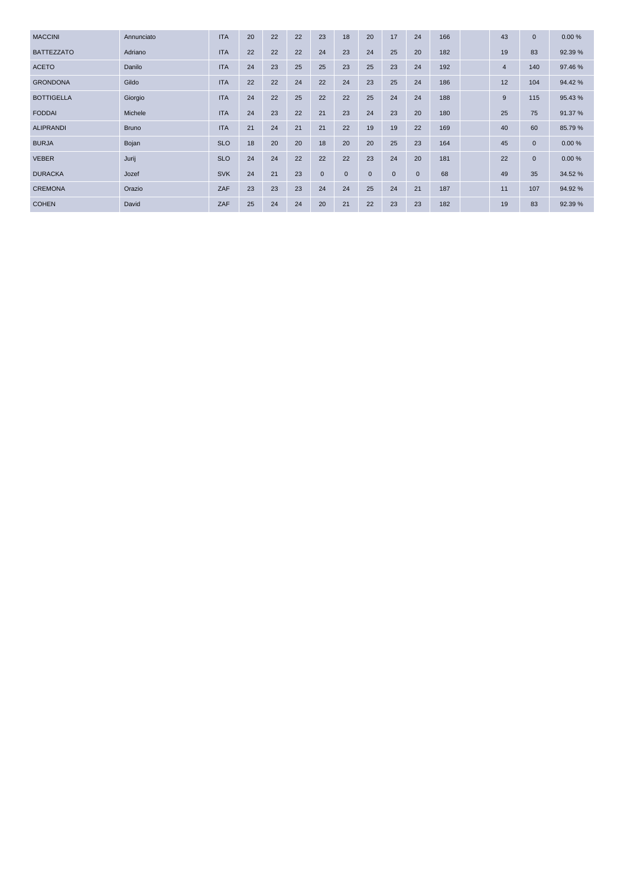| MACCINI | Annunciato | ITA | 20 | 22 | 22 | 23 | 18 | 20 | 17 | 24 | 166 | | 43 | 0 | 0.00 % |
|---|---|---|---|---|---|---|---|---|---|---|---|---|---|---|---|
| BATTEZZATO | Adriano | ITA | 22 | 22 | 22 | 24 | 23 | 24 | 25 | 20 | 182 | | 19 | 83 | 92.39 % |
| ACETO | Danilo | ITA | 24 | 23 | 25 | 25 | 23 | 25 | 23 | 24 | 192 | | 4 | 140 | 97.46 % |
| GRONDONA | Gildo | ITA | 22 | 22 | 24 | 22 | 24 | 23 | 25 | 24 | 186 | | 12 | 104 | 94.42 % |
| BOTTIGELLA | Giorgio | ITA | 24 | 22 | 25 | 22 | 22 | 25 | 24 | 24 | 188 | | 9 | 115 | 95.43 % |
| FODDAI | Michele | ITA | 24 | 23 | 22 | 21 | 23 | 24 | 23 | 20 | 180 | | 25 | 75 | 91.37 % |
| ALIPRANDI | Bruno | ITA | 21 | 24 | 21 | 21 | 22 | 19 | 19 | 22 | 169 | | 40 | 60 | 85.79 % |
| BURJA | Bojan | SLO | 18 | 20 | 20 | 18 | 20 | 20 | 25 | 23 | 164 | | 45 | 0 | 0.00 % |
| VEBER | Jurij | SLO | 24 | 24 | 22 | 22 | 22 | 23 | 24 | 20 | 181 | | 22 | 0 | 0.00 % |
| DURACKA | Jozef | SVK | 24 | 21 | 23 | 0 | 0 | 0 | 0 | 0 | 68 | | 49 | 35 | 34.52 % |
| CREMONA | Orazio | ZAF | 23 | 23 | 23 | 24 | 24 | 25 | 24 | 21 | 187 | | 11 | 107 | 94.92 % |
| COHEN | David | ZAF | 25 | 24 | 24 | 20 | 21 | 22 | 23 | 23 | 182 | | 19 | 83 | 92.39 % |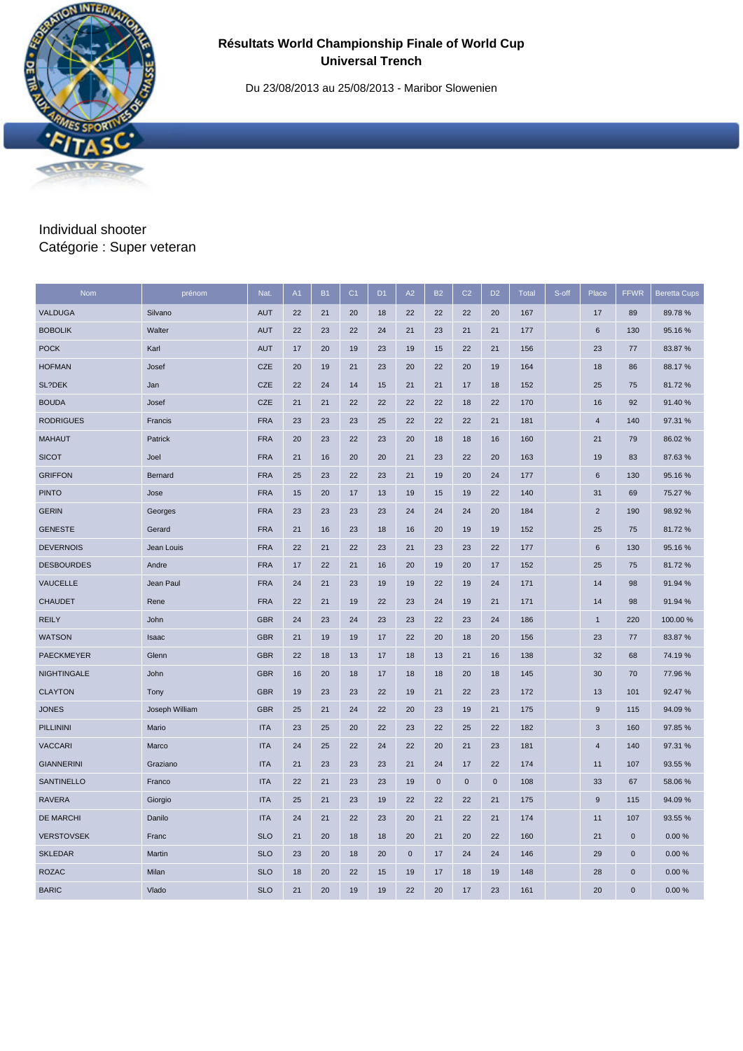# Résultats World Championship Finale of World Cup Universal Trench

Du 23/08/2013 au 25/08/2013 - Maribor Slowenien

Individual shooter
Catégorie : Super veteran

| Nom | prénom | Nat. | A1 | B1 | C1 | D1 | A2 | B2 | C2 | D2 | Total | S-off | Place | FFWR | Beretta Cups |
|---|---|---|---|---|---|---|---|---|---|---|---|---|---|---|---|
| VALDUGA | Silvano | AUT | 22 | 21 | 20 | 18 | 22 | 22 | 22 | 20 | 167 | | 17 | 89 | 89.78 % |
| BOBOLIK | Walter | AUT | 22 | 23 | 22 | 24 | 21 | 23 | 21 | 21 | 177 | | 6 | 130 | 95.16 % |
| POCK | Karl | AUT | 17 | 20 | 19 | 23 | 19 | 15 | 22 | 21 | 156 | | 23 | 77 | 83.87 % |
| HOFMAN | Josef | CZE | 20 | 19 | 21 | 23 | 20 | 22 | 20 | 19 | 164 | | 18 | 86 | 88.17 % |
| SL?DEK | Jan | CZE | 22 | 24 | 14 | 15 | 21 | 21 | 17 | 18 | 152 | | 25 | 75 | 81.72 % |
| BOUDA | Josef | CZE | 21 | 21 | 22 | 22 | 22 | 22 | 18 | 22 | 170 | | 16 | 92 | 91.40 % |
| RODRIGUES | Francis | FRA | 23 | 23 | 23 | 25 | 22 | 22 | 22 | 21 | 181 | | 4 | 140 | 97.31 % |
| MAHAUT | Patrick | FRA | 20 | 23 | 22 | 23 | 20 | 18 | 18 | 16 | 160 | | 21 | 79 | 86.02 % |
| SICOT | Joel | FRA | 21 | 16 | 20 | 20 | 21 | 23 | 22 | 20 | 163 | | 19 | 83 | 87.63 % |
| GRIFFON | Bernard | FRA | 25 | 23 | 22 | 23 | 21 | 19 | 20 | 24 | 177 | | 6 | 130 | 95.16 % |
| PINTO | Jose | FRA | 15 | 20 | 17 | 13 | 19 | 15 | 19 | 22 | 140 | | 31 | 69 | 75.27 % |
| GERIN | Georges | FRA | 23 | 23 | 23 | 23 | 24 | 24 | 24 | 20 | 184 | | 2 | 190 | 98.92 % |
| GENESTE | Gerard | FRA | 21 | 16 | 23 | 18 | 16 | 20 | 19 | 19 | 152 | | 25 | 75 | 81.72 % |
| DEVERNOIS | Jean Louis | FRA | 22 | 21 | 22 | 23 | 21 | 23 | 23 | 22 | 177 | | 6 | 130 | 95.16 % |
| DESBOURDES | Andre | FRA | 17 | 22 | 21 | 16 | 20 | 19 | 20 | 17 | 152 | | 25 | 75 | 81.72 % |
| VAUCELLE | Jean Paul | FRA | 24 | 21 | 23 | 19 | 19 | 22 | 19 | 24 | 171 | | 14 | 98 | 91.94 % |
| CHAUDET | Rene | FRA | 22 | 21 | 19 | 22 | 23 | 24 | 19 | 21 | 171 | | 14 | 98 | 91.94 % |
| REILY | John | GBR | 24 | 23 | 24 | 23 | 23 | 22 | 23 | 24 | 186 | | 1 | 220 | 100.00 % |
| WATSON | Isaac | GBR | 21 | 19 | 19 | 17 | 22 | 20 | 18 | 20 | 156 | | 23 | 77 | 83.87 % |
| PAECKMEYER | Glenn | GBR | 22 | 18 | 13 | 17 | 18 | 13 | 21 | 16 | 138 | | 32 | 68 | 74.19 % |
| NIGHTINGALE | John | GBR | 16 | 20 | 18 | 17 | 18 | 18 | 20 | 18 | 145 | | 30 | 70 | 77.96 % |
| CLAYTON | Tony | GBR | 19 | 23 | 23 | 22 | 19 | 21 | 22 | 23 | 172 | | 13 | 101 | 92.47 % |
| JONES | Joseph William | GBR | 25 | 21 | 24 | 22 | 20 | 23 | 19 | 21 | 175 | | 9 | 115 | 94.09 % |
| PILLININI | Mario | ITA | 23 | 25 | 20 | 22 | 23 | 22 | 25 | 22 | 182 | | 3 | 160 | 97.85 % |
| VACCARI | Marco | ITA | 24 | 25 | 22 | 24 | 22 | 20 | 21 | 23 | 181 | | 4 | 140 | 97.31 % |
| GIANNERINI | Graziano | ITA | 21 | 23 | 23 | 23 | 21 | 24 | 17 | 22 | 174 | | 11 | 107 | 93.55 % |
| SANTINELLO | Franco | ITA | 22 | 21 | 23 | 23 | 19 | 0 | 0 | 0 | 108 | | 33 | 67 | 58.06 % |
| RAVERA | Giorgio | ITA | 25 | 21 | 23 | 19 | 22 | 22 | 22 | 21 | 175 | | 9 | 115 | 94.09 % |
| DE MARCHI | Danilo | ITA | 24 | 21 | 22 | 23 | 20 | 21 | 22 | 21 | 174 | | 11 | 107 | 93.55 % |
| VERSTOVSEK | Franc | SLO | 21 | 20 | 18 | 18 | 20 | 21 | 20 | 22 | 160 | | 21 | 0 | 0.00 % |
| SKLEDAR | Martin | SLO | 23 | 20 | 18 | 20 | 0 | 17 | 24 | 24 | 146 | | 29 | 0 | 0.00 % |
| ROZAC | Milan | SLO | 18 | 20 | 22 | 15 | 19 | 17 | 18 | 19 | 148 | | 28 | 0 | 0.00 % |
| BARIC | Vlado | SLO | 21 | 20 | 19 | 19 | 22 | 20 | 17 | 23 | 161 | | 20 | 0 | 0.00 % |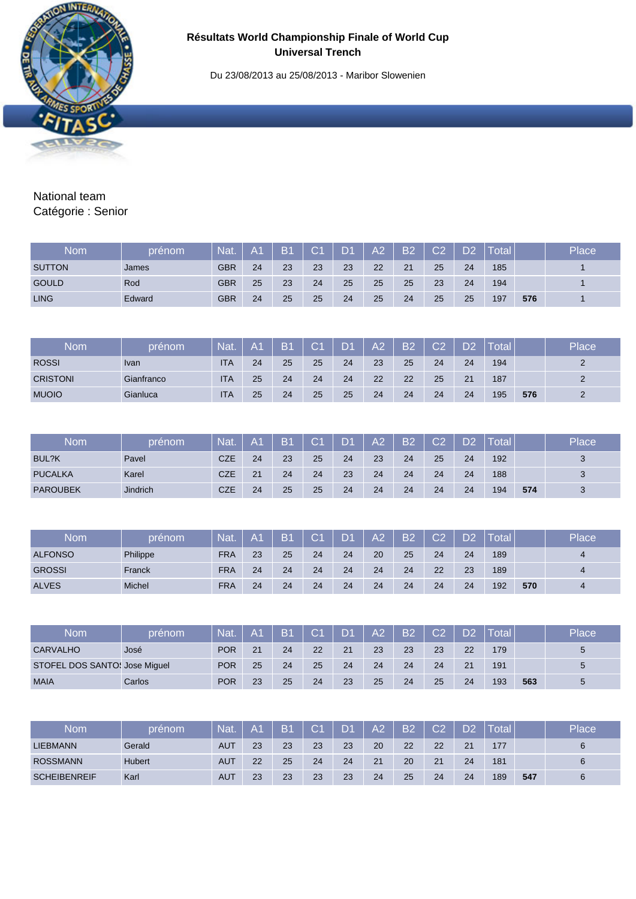**Résultats World Championship Finale of World Cup**
**Universal Trench**

Du 23/08/2013 au 25/08/2013 - Maribor Slowenien

National team
Catégorie : Senior

| Nom | prénom | Nat. | A1 | B1 | C1 | D1 | A2 | B2 | C2 | D2 | Total | | Place |
|---|---|---|---|---|---|---|---|---|---|---|---|---|---|
| SUTTON | James | GBR | 24 | 23 | 23 | 23 | 22 | 21 | 25 | 24 | 185 | | 1 |
| GOULD | Rod | GBR | 25 | 23 | 24 | 25 | 25 | 25 | 23 | 24 | 194 | | 1 |
| LING | Edward | GBR | 24 | 25 | 25 | 24 | 25 | 24 | 25 | 25 | 197 | **576** | 1 |

| Nom | prénom | Nat. | A1 | B1 | C1 | D1 | A2 | B2 | C2 | D2 | Total | | Place |
|---|---|---|---|---|---|---|---|---|---|---|---|---|---|
| ROSSI | Ivan | ITA | 24 | 25 | 25 | 24 | 23 | 25 | 24 | 24 | 194 | | 2 |
| CRISTONI | Gianfranco | ITA | 25 | 24 | 24 | 24 | 22 | 22 | 25 | 21 | 187 | | 2 |
| MUOIO | Gianluca | ITA | 25 | 24 | 25 | 25 | 24 | 24 | 24 | 24 | 195 | **576** | 2 |

| Nom | prénom | Nat. | A1 | B1 | C1 | D1 | A2 | B2 | C2 | D2 | Total | | Place |
|---|---|---|---|---|---|---|---|---|---|---|---|---|---|
| BUL?K | Pavel | CZE | 24 | 23 | 25 | 24 | 23 | 24 | 25 | 24 | 192 | | 3 |
| PUCALKA | Karel | CZE | 21 | 24 | 24 | 23 | 24 | 24 | 24 | 24 | 188 | | 3 |
| PAROUBEK | Jindrich | CZE | 24 | 25 | 25 | 24 | 24 | 24 | 24 | 24 | 194 | **574** | 3 |

| Nom | prénom | Nat. | A1 | B1 | C1 | D1 | A2 | B2 | C2 | D2 | Total | | Place |
|---|---|---|---|---|---|---|---|---|---|---|---|---|---|
| ALFONSO | Philippe | FRA | 23 | 25 | 24 | 24 | 20 | 25 | 24 | 24 | 189 | | 4 |
| GROSSI | Franck | FRA | 24 | 24 | 24 | 24 | 24 | 24 | 22 | 23 | 189 | | 4 |
| ALVES | Michel | FRA | 24 | 24 | 24 | 24 | 24 | 24 | 24 | 24 | 192 | **570** | 4 |

| Nom | prénom | Nat. | A1 | B1 | C1 | D1 | A2 | B2 | C2 | D2 | Total | | Place |
|---|---|---|---|---|---|---|---|---|---|---|---|---|---|
| CARVALHO | José | POR | 21 | 24 | 22 | 21 | 23 | 23 | 23 | 22 | 179 | | 5 |
| STOFEL DOS SANTO: | Jose Miguel | POR | 25 | 24 | 25 | 24 | 24 | 24 | 24 | 21 | 191 | | 5 |
| MAIA | Carlos | POR | 23 | 25 | 24 | 23 | 25 | 24 | 25 | 24 | 193 | **563** | 5 |

| Nom | prénom | Nat. | A1 | B1 | C1 | D1 | A2 | B2 | C2 | D2 | Total | | Place |
|---|---|---|---|---|---|---|---|---|---|---|---|---|---|
| LIEBMANN | Gerald | AUT | 23 | 23 | 23 | 23 | 20 | 22 | 22 | 21 | 177 | | 6 |
| ROSSMANN | Hubert | AUT | 22 | 25 | 24 | 24 | 21 | 20 | 21 | 24 | 181 | | 6 |
| SCHEIBENREIF | Karl | AUT | 23 | 23 | 23 | 23 | 24 | 25 | 24 | 24 | 189 | **547** | 6 |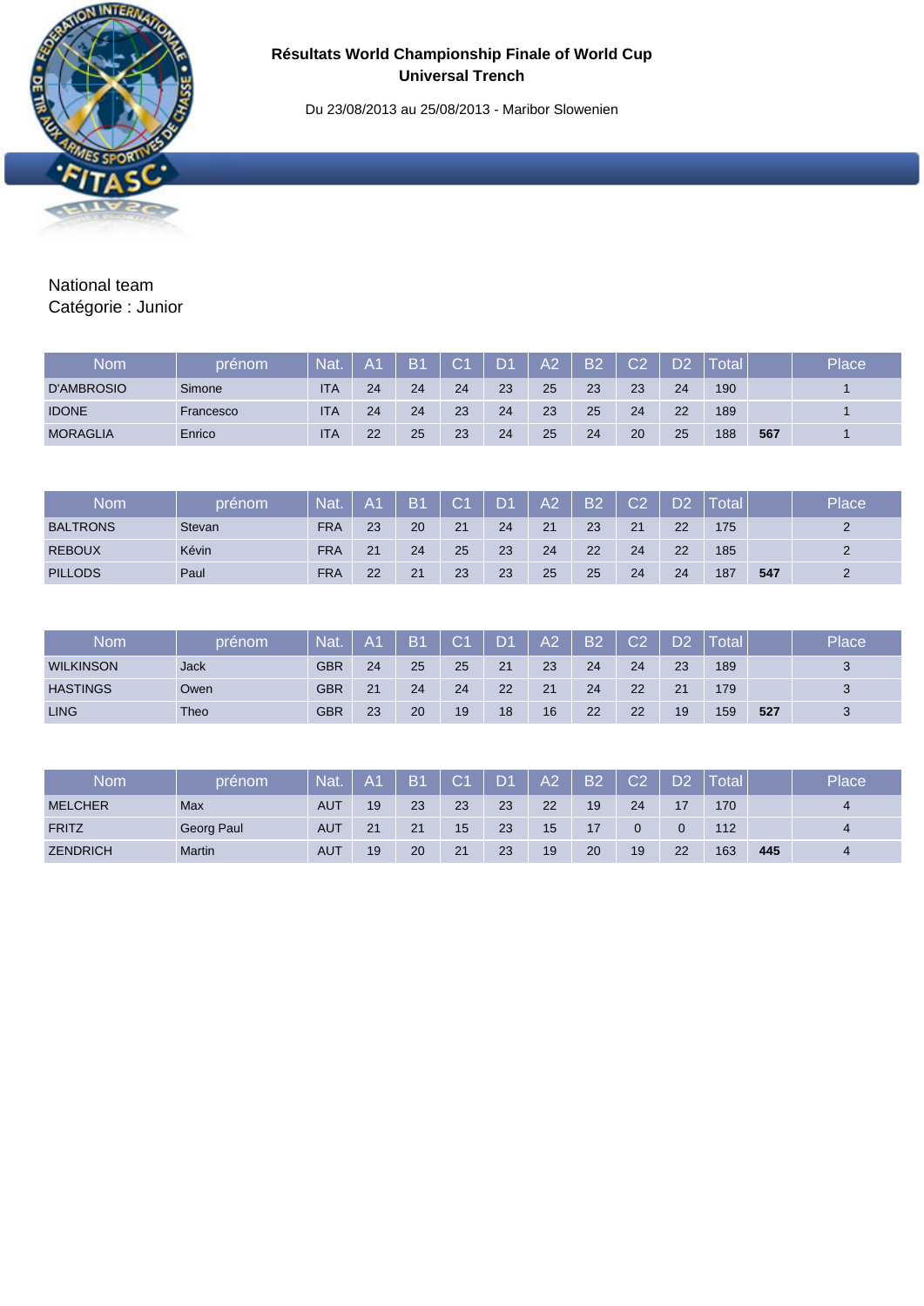**Résultats World Championship Finale of World Cup**
**Universal Trench**

Du 23/08/2013 au 25/08/2013 - Maribor Slowenien

National team
Catégorie : Junior

| Nom | prénom | Nat. | A1 | B1 | C1 | D1 | A2 | B2 | C2 | D2 | Total | | Place |
|---|---|---|---|---|---|---|---|---|---|---|---|---|---|
| D'AMBROSIO | Simone | ITA | 24 | 24 | 24 | 23 | 25 | 23 | 23 | 24 | 190 | | 1 |
| IDONE | Francesco | ITA | 24 | 24 | 23 | 24 | 23 | 25 | 24 | 22 | 189 | | 1 |
| MORAGLIA | Enrico | ITA | 22 | 25 | 23 | 24 | 25 | 24 | 20 | 25 | 188 | **567** | 1 |

| Nom | prénom | Nat. | A1 | B1 | C1 | D1 | A2 | B2 | C2 | D2 | Total | | Place |
|---|---|---|---|---|---|---|---|---|---|---|---|---|---|
| BALTRONS | Stevan | FRA | 23 | 20 | 21 | 24 | 21 | 23 | 21 | 22 | 175 | | 2 |
| REBOUX | Kévin | FRA | 21 | 24 | 25 | 23 | 24 | 22 | 24 | 22 | 185 | | 2 |
| PILLODS | Paul | FRA | 22 | 21 | 23 | 23 | 25 | 25 | 24 | 24 | 187 | **547** | 2 |

| Nom | prénom | Nat. | A1 | B1 | C1 | D1 | A2 | B2 | C2 | D2 | Total | | Place |
|---|---|---|---|---|---|---|---|---|---|---|---|---|---|
| WILKINSON | Jack | GBR | 24 | 25 | 25 | 21 | 23 | 24 | 24 | 23 | 189 | | 3 |
| HASTINGS | Owen | GBR | 21 | 24 | 24 | 22 | 21 | 24 | 22 | 21 | 179 | | 3 |
| LING | Theo | GBR | 23 | 20 | 19 | 18 | 16 | 22 | 22 | 19 | 159 | **527** | 3 |

| Nom | prénom | Nat. | A1 | B1 | C1 | D1 | A2 | B2 | C2 | D2 | Total | | Place |
|---|---|---|---|---|---|---|---|---|---|---|---|---|---|
| MELCHER | Max | AUT | 19 | 23 | 23 | 23 | 22 | 19 | 24 | 17 | 170 | | 4 |
| FRITZ | Georg Paul | AUT | 21 | 21 | 15 | 23 | 15 | 17 | 0 | 0 | 112 | | 4 |
| ZENDRICH | Martin | AUT | 19 | 20 | 21 | 23 | 19 | 20 | 19 | 22 | 163 | **445** | 4 |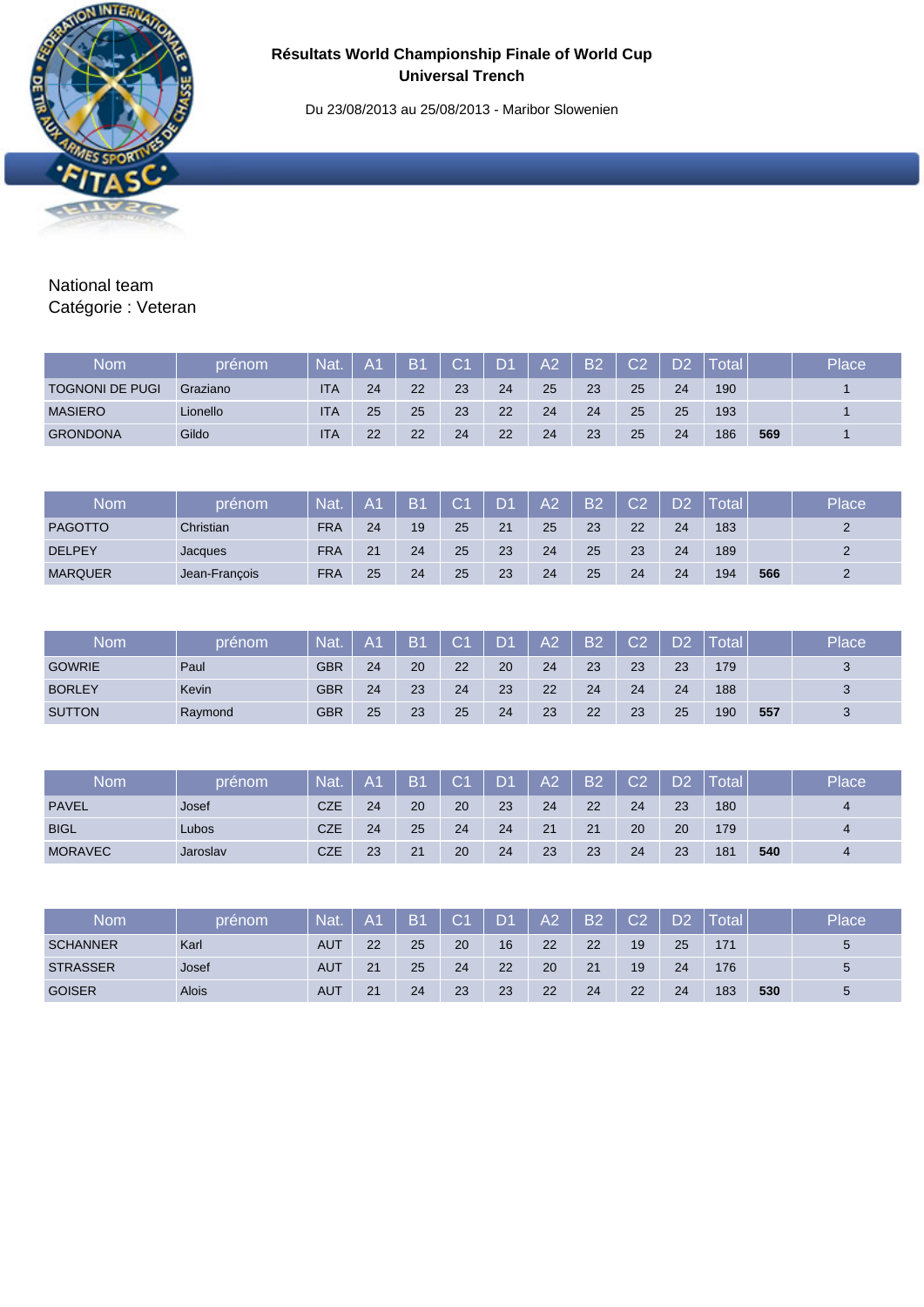# Résultats World Championship Finale of World Cup Universal Trench

Du 23/08/2013 au 25/08/2013 - Maribor Slowenien

National team
Catégorie : Veteran

| Nom | prénom | Nat. | A1 | B1 | C1 | D1 | A2 | B2 | C2 | D2 | Total | | Place |
|---|---|---|---|---|---|---|---|---|---|---|---|---|---|
| TOGNONI DE PUGI | Graziano | ITA | 24 | 22 | 23 | 24 | 25 | 23 | 25 | 24 | 190 | | 1 |
| MASIERO | Lionello | ITA | 25 | 25 | 23 | 22 | 24 | 24 | 25 | 25 | 193 | | 1 |
| GRONDONA | Gildo | ITA | 22 | 22 | 24 | 22 | 24 | 23 | 25 | 24 | 186 | **569** | 1 |

| Nom | prénom | Nat. | A1 | B1 | C1 | D1 | A2 | B2 | C2 | D2 | Total | | Place |
|---|---|---|---|---|---|---|---|---|---|---|---|---|---|
| PAGOTTO | Christian | FRA | 24 | 19 | 25 | 21 | 25 | 23 | 22 | 24 | 183 | | 2 |
| DELPEY | Jacques | FRA | 21 | 24 | 25 | 23 | 24 | 25 | 23 | 24 | 189 | | 2 |
| MARQUER | Jean-François | FRA | 25 | 24 | 25 | 23 | 24 | 25 | 24 | 24 | 194 | **566** | 2 |

| Nom | prénom | Nat. | A1 | B1 | C1 | D1 | A2 | B2 | C2 | D2 | Total | | Place |
|---|---|---|---|---|---|---|---|---|---|---|---|---|---|
| GOWRIE | Paul | GBR | 24 | 20 | 22 | 20 | 24 | 23 | 23 | 23 | 179 | | 3 |
| BORLEY | Kevin | GBR | 24 | 23 | 24 | 23 | 22 | 24 | 24 | 24 | 188 | | 3 |
| SUTTON | Raymond | GBR | 25 | 23 | 25 | 24 | 23 | 22 | 23 | 25 | 190 | **557** | 3 |

| Nom | prénom | Nat. | A1 | B1 | C1 | D1 | A2 | B2 | C2 | D2 | Total | | Place |
|---|---|---|---|---|---|---|---|---|---|---|---|---|---|
| PAVEL | Josef | CZE | 24 | 20 | 20 | 23 | 24 | 22 | 24 | 23 | 180 | | 4 |
| BIGL | Lubos | CZE | 24 | 25 | 24 | 24 | 21 | 21 | 20 | 20 | 179 | | 4 |
| MORAVEC | Jaroslav | CZE | 23 | 21 | 20 | 24 | 23 | 23 | 24 | 23 | 181 | **540** | 4 |

| Nom | prénom | Nat. | A1 | B1 | C1 | D1 | A2 | B2 | C2 | D2 | Total | | Place |
|---|---|---|---|---|---|---|---|---|---|---|---|---|---|
| SCHANNER | Karl | AUT | 22 | 25 | 20 | 16 | 22 | 22 | 19 | 25 | 171 | | 5 |
| STRASSER | Josef | AUT | 21 | 25 | 24 | 22 | 20 | 21 | 19 | 24 | 176 | | 5 |
| GOISER | Alois | AUT | 21 | 24 | 23 | 23 | 22 | 24 | 22 | 24 | 183 | **530** | 5 |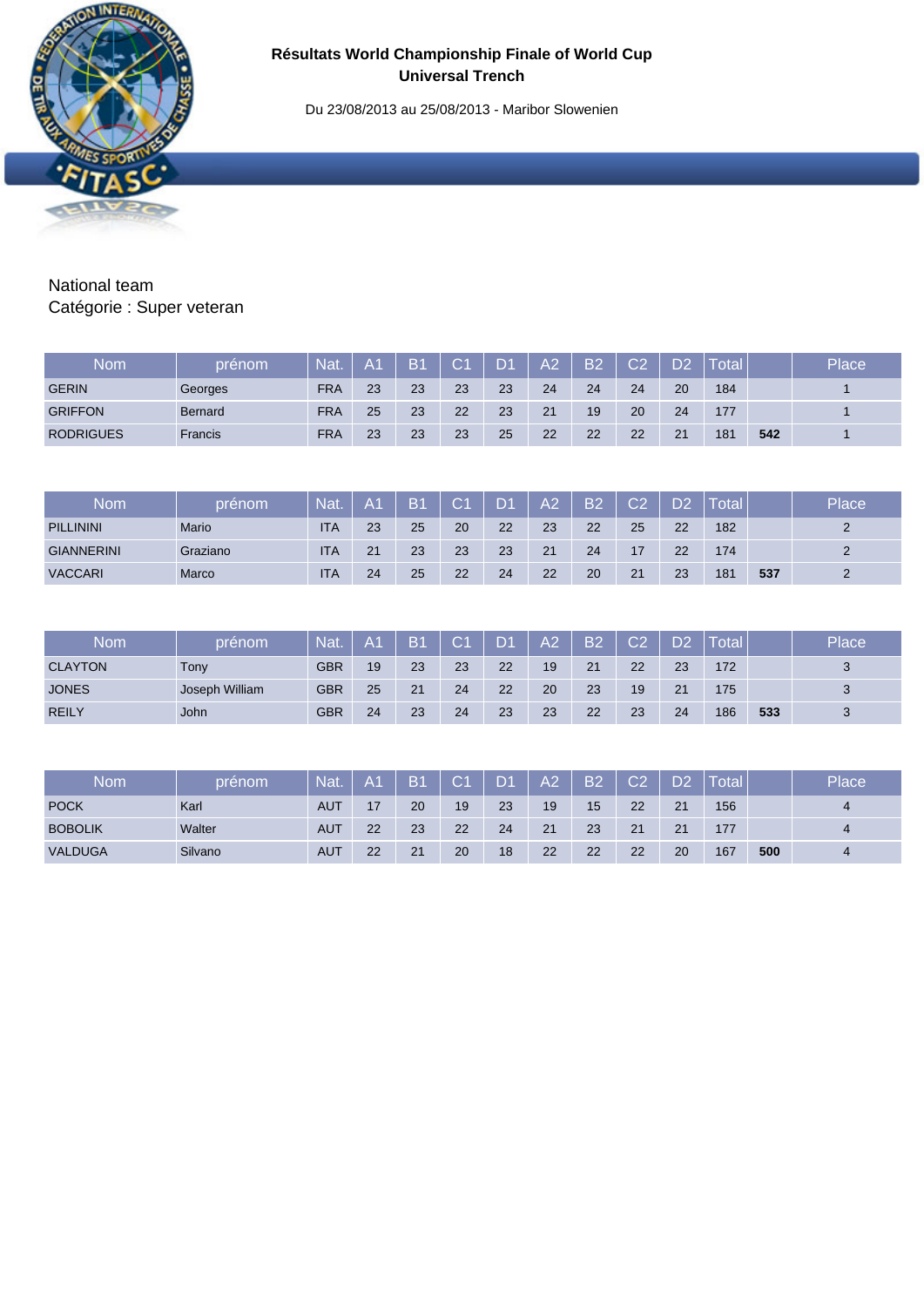**Résultats World Championship Finale of World Cup**
**Universal Trench**

Du 23/08/2013 au 25/08/2013 - Maribor Slowenien

National team
Catégorie : Super veteran

| Nom | prénom | Nat. | A1 | B1 | C1 | D1 | A2 | B2 | C2 | D2 | Total | | Place |
|---|---|---|---|---|---|---|---|---|---|---|---|---|---|
| GERIN | Georges | FRA | 23 | 23 | 23 | 23 | 24 | 24 | 24 | 20 | 184 | | 1 |
| GRIFFON | Bernard | FRA | 25 | 23 | 22 | 23 | 21 | 19 | 20 | 24 | 177 | | 1 |
| RODRIGUES | Francis | FRA | 23 | 23 | 23 | 25 | 22 | 22 | 22 | 21 | 181 | **542** | 1 |

| Nom | prénom | Nat. | A1 | B1 | C1 | D1 | A2 | B2 | C2 | D2 | Total | | Place |
|---|---|---|---|---|---|---|---|---|---|---|---|---|---|
| PILLININI | Mario | ITA | 23 | 25 | 20 | 22 | 23 | 22 | 25 | 22 | 182 | | 2 |
| GIANNERINI | Graziano | ITA | 21 | 23 | 23 | 23 | 21 | 24 | 17 | 22 | 174 | | 2 |
| VACCARI | Marco | ITA | 24 | 25 | 22 | 24 | 22 | 20 | 21 | 23 | 181 | **537** | 2 |

| Nom | prénom | Nat. | A1 | B1 | C1 | D1 | A2 | B2 | C2 | D2 | Total | | Place |
|---|---|---|---|---|---|---|---|---|---|---|---|---|---|
| CLAYTON | Tony | GBR | 19 | 23 | 23 | 22 | 19 | 21 | 22 | 23 | 172 | | 3 |
| JONES | Joseph William | GBR | 25 | 21 | 24 | 22 | 20 | 23 | 19 | 21 | 175 | | 3 |
| REILY | John | GBR | 24 | 23 | 24 | 23 | 23 | 22 | 23 | 24 | 186 | **533** | 3 |

| Nom | prénom | Nat. | A1 | B1 | C1 | D1 | A2 | B2 | C2 | D2 | Total | | Place |
|---|---|---|---|---|---|---|---|---|---|---|---|---|---|
| POCK | Karl | AUT | 17 | 20 | 19 | 23 | 19 | 15 | 22 | 21 | 156 | | 4 |
| BOBOLIK | Walter | AUT | 22 | 23 | 22 | 24 | 21 | 23 | 21 | 21 | 177 | | 4 |
| VALDUGA | Silvano | AUT | 22 | 21 | 20 | 18 | 22 | 22 | 22 | 20 | 167 | **500** | 4 |